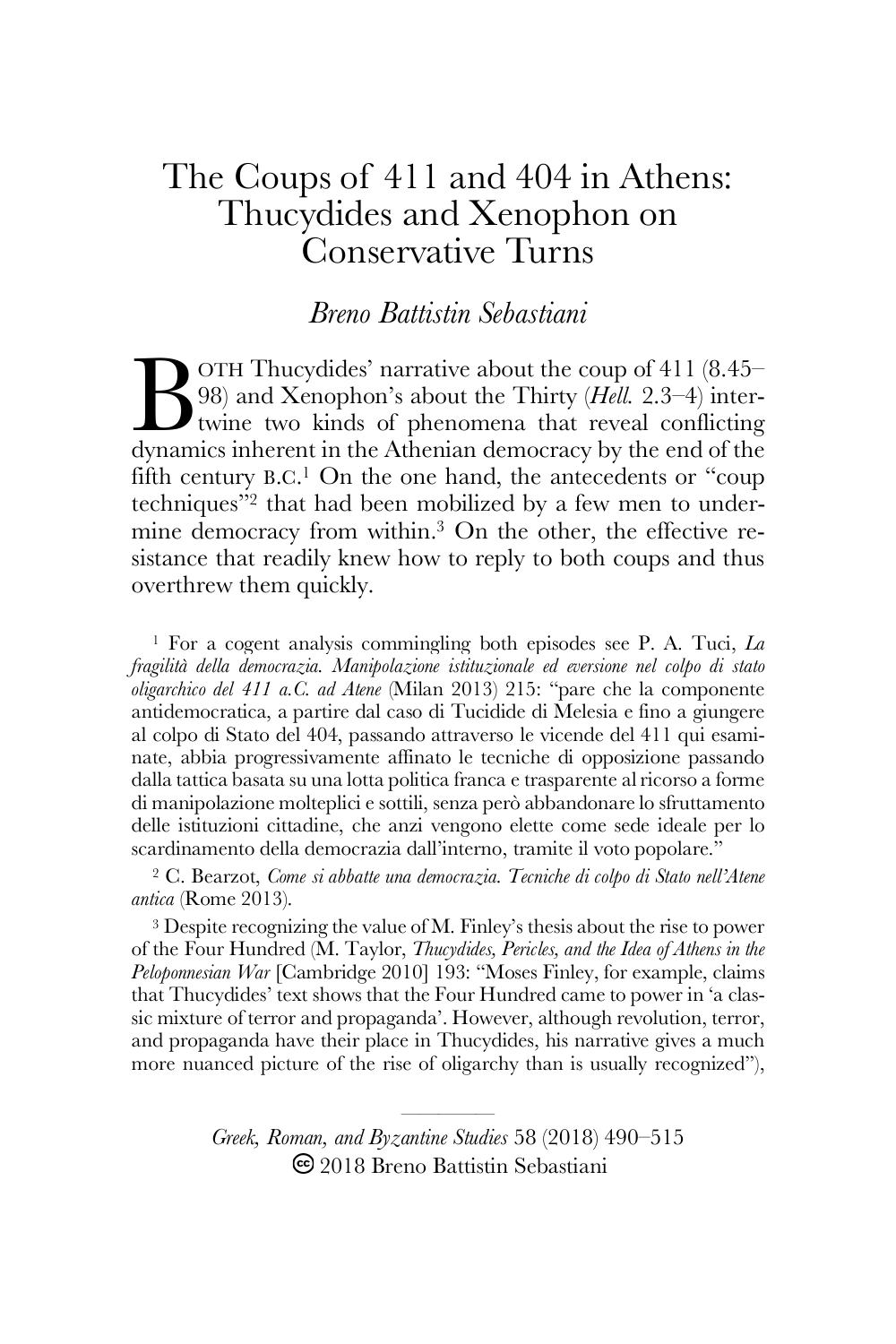# The Coups of 411 and 404 in Athens: Thucydides and Xenophon on Conservative Turns

*Breno Battistin Sebastiani*

BOTH Thucydides' narrative about the coup of 411 (8.45–98) and Xenophon's about the Thirty (*Hell.* 2.3–4) intertwine two kinds of phenomena that reveal conflicting dynamics inherent in the Athenian democracy by the end of the fifth century B.C.[1] On the one hand, the antecedents or "coup techniques"[2] that had been mobilized by a few men to undermine democracy from within.[3] On the other, the effective resistance that readily knew how to reply to both coups and thus overthrew them quickly.

[1] For a cogent analysis commingling both episodes see P. A. Tuci, *La fragilità della democrazia. Manipolazione istituzionale ed eversione nel colpo di stato oligarchico del 411 a.C. ad Atene* (Milan 2013) 215: "pare che la componente antidemocratica, a partire dal caso di Tucidide di Melesia e fino a giungere al colpo di Stato del 404, passando attraverso le vicende del 411 qui esaminate, abbia progressivamente affinato le tecniche di opposizione passando dalla tattica basata su una lotta politica franca e trasparente al ricorso a forme di manipolazione molteplici e sottili, senza però abbandonare lo sfruttamento delle istituzioni cittadine, che anzi vengono elette come sede ideale per lo scardinamento della democrazia dall'interno, tramite il voto popolare."

[2] C. Bearzot, *Come si abbatte una democrazia. Tecniche di colpo di Stato nell'Atene antica* (Rome 2013).

[3] Despite recognizing the value of M. Finley's thesis about the rise to power of the Four Hundred (M. Taylor, *Thucydides, Pericles, and the Idea of Athens in the Peloponnesian War* [Cambridge 2010] 193: "Moses Finley, for example, claims that Thucydides' text shows that the Four Hundred came to power in 'a classic mixture of terror and propaganda'. However, although revolution, terror, and propaganda have their place in Thucydides, his narrative gives a much more nuanced picture of the rise of oligarchy than is usually recognized"),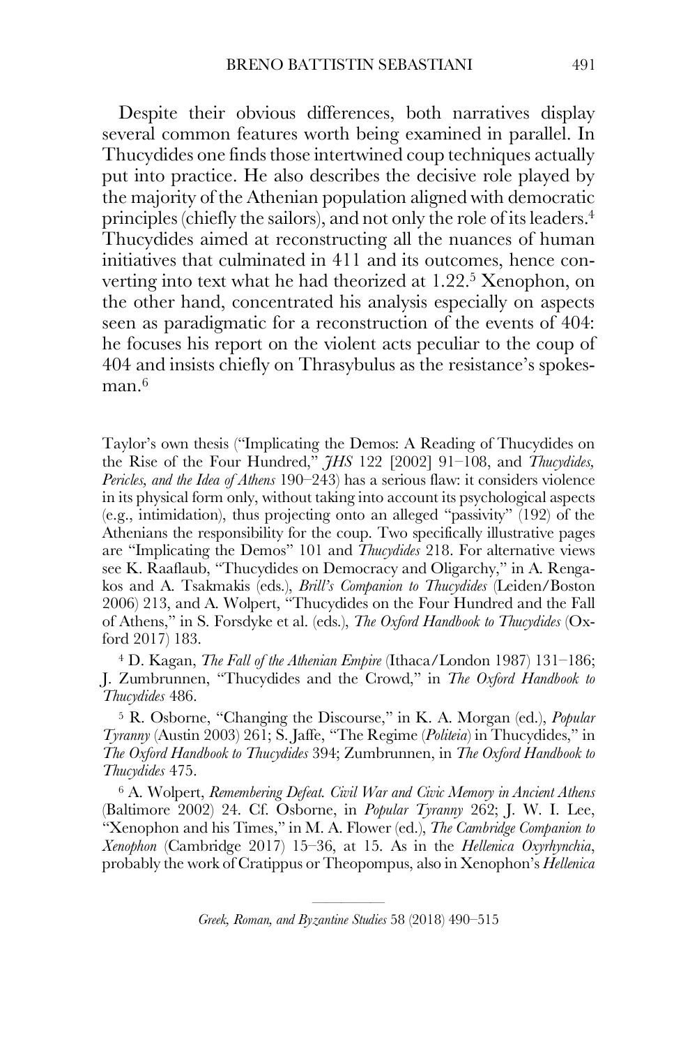Despite their obvious differences, both narratives display several common features worth being examined in parallel. In Thucydides one finds those intertwined coup techniques actually put into practice. He also describes the decisive role played by the majority of the Athenian population aligned with democratic principles (chiefly the sailors), and not only the role of its leaders.[4] Thucydides aimed at reconstructing all the nuances of human initiatives that culminated in 411 and its outcomes, hence converting into text what he had theorized at 1.22.[5] Xenophon, on the other hand, concentrated his analysis especially on aspects seen as paradigmatic for a reconstruction of the events of 404: he focuses his report on the violent acts peculiar to the coup of 404 and insists chiefly on Thrasybulus as the resistance's spokesman.[6]

Taylor's own thesis ("Implicating the Demos: A Reading of Thucydides on the Rise of the Four Hundred," *JHS* 122 [2002] 91–108, and *Thucydides, Pericles, and the Idea of Athens* 190–243) has a serious flaw: it considers violence in its physical form only, without taking into account its psychological aspects (e.g., intimidation), thus projecting onto an alleged "passivity" (192) of the Athenians the responsibility for the coup. Two specifically illustrative pages are "Implicating the Demos" 101 and *Thucydides* 218. For alternative views see K. Raaflaub, "Thucydides on Democracy and Oligarchy," in A. Rengakos and A. Tsakmakis (eds.), *Brill's Companion to Thucydides* (Leiden/Boston 2006) 213, and A. Wolpert, "Thucydides on the Four Hundred and the Fall of Athens," in S. Forsdyke et al. (eds.), *The Oxford Handbook to Thucydides* (Oxford 2017) 183.

[4] D. Kagan, *The Fall of the Athenian Empire* (Ithaca/London 1987) 131–186; J. Zumbrunnen, "Thucydides and the Crowd," in *The Oxford Handbook to Thucydides* 486.

[5] R. Osborne, "Changing the Discourse," in K. A. Morgan (ed.), *Popular Tyranny* (Austin 2003) 261; S. Jaffe, "The Regime (*Politeia*) in Thucydides," in *The Oxford Handbook to Thucydides* 394; Zumbrunnen, in *The Oxford Handbook to Thucydides* 475.

[6] A. Wolpert, *Remembering Defeat. Civil War and Civic Memory in Ancient Athens* (Baltimore 2002) 24. Cf. Osborne, in *Popular Tyranny* 262; J. W. I. Lee, "Xenophon and his Times," in M. A. Flower (ed.), *The Cambridge Companion to Xenophon* (Cambridge 2017) 15–36, at 15. As in the *Hellenica Oxyrhynchia*, probably the work of Cratippus or Theopompus, also in Xenophon's *Hellenica*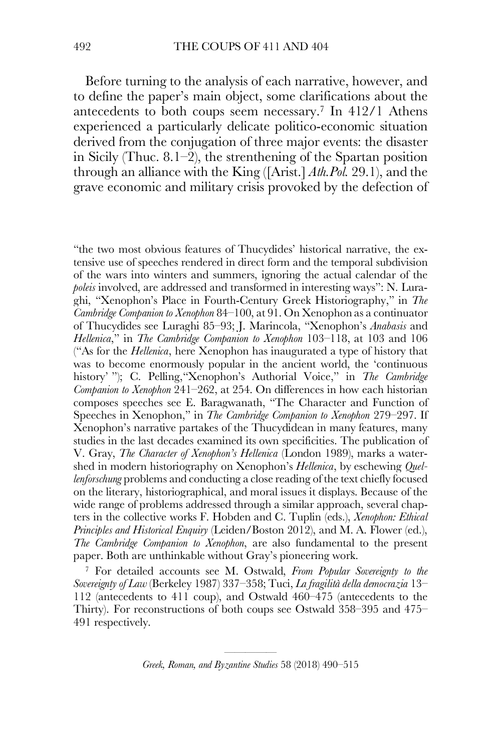Before turning to the analysis of each narrative, however, and to define the paper's main object, some clarifications about the antecedents to both coups seem necessary.[7] In 412/1 Athens experienced a particularly delicate politico-economic situation derived from the conjugation of three major events: the disaster in Sicily (Thuc. 8.1–2), the strenthening of the Spartan position through an alliance with the King ([Arist.] *Ath.Pol.* 29.1), and the grave economic and military crisis provoked by the defection of

---

"the two most obvious features of Thucydides' historical narrative, the extensive use of speeches rendered in direct form and the temporal subdivision of the wars into winters and summers, ignoring the actual calendar of the *poleis* involved, are addressed and transformed in interesting ways": N. Luraghi, "Xenophon's Place in Fourth-Century Greek Historiography," in *The Cambridge Companion to Xenophon* 84–100, at 91. On Xenophon as a continuator of Thucydides see Luraghi 85–93; J. Marincola, "Xenophon's *Anabasis* and *Hellenica*," in *The Cambridge Companion to Xenophon* 103–118, at 103 and 106 ("As for the *Hellenica*, here Xenophon has inaugurated a type of history that was to become enormously popular in the ancient world, the 'continuous history' "); C. Pelling,"Xenophon's Authorial Voice," in *The Cambridge Companion to Xenophon* 241–262, at 254. On differences in how each historian composes speeches see E. Baragwanath, "The Character and Function of Speeches in Xenophon," in *The Cambridge Companion to Xenophon* 279–297. If Xenophon's narrative partakes of the Thucydidean in many features, many studies in the last decades examined its own specificities. The publication of V. Gray, *The Character of Xenophon's Hellenica* (London 1989), marks a watershed in modern historiography on Xenophon's *Hellenica*, by eschewing *Quellenforschung* problems and conducting a close reading of the text chiefly focused on the literary, historiographical, and moral issues it displays. Because of the wide range of problems addressed through a similar approach, several chapters in the collective works F. Hobden and C. Tuplin (eds.), *Xenophon: Ethical Principles and Historical Enquiry* (Leiden/Boston 2012), and M. A. Flower (ed.), *The Cambridge Companion to Xenophon*, are also fundamental to the present paper. Both are unthinkable without Gray's pioneering work.

[7] For detailed accounts see M. Ostwald, *From Popular Sovereignty to the Sovereignty of Law* (Berkeley 1987) 337–358; Tuci, *La fragilità della democrazia* 13–112 (antecedents to 411 coup), and Ostwald 460–475 (antecedents to the Thirty). For reconstructions of both coups see Ostwald 358–395 and 475–491 respectively.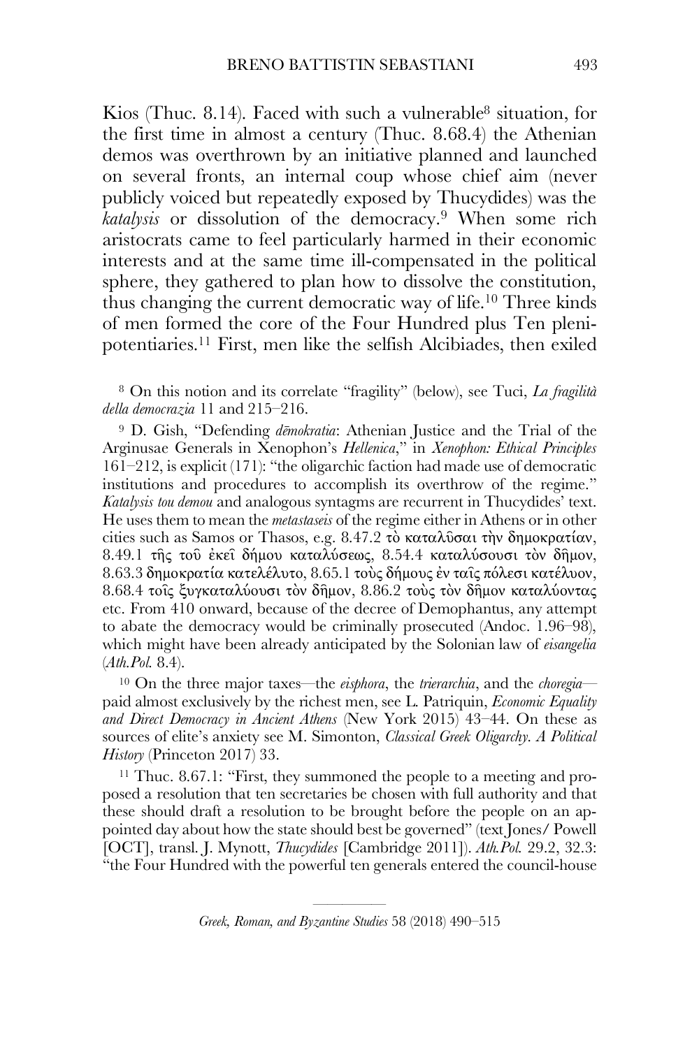Kios (Thuc. 8.14). Faced with such a vulnerable[8] situation, for the first time in almost a century (Thuc. 8.68.4) the Athenian demos was overthrown by an initiative planned and launched on several fronts, an internal coup whose chief aim (never publicly voiced but repeatedly exposed by Thucydides) was the *katalysis* or dissolution of the democracy.[9] When some rich aristocrats came to feel particularly harmed in their economic interests and at the same time ill-compensated in the political sphere, they gathered to plan how to dissolve the constitution, thus changing the current democratic way of life.[10] Three kinds of men formed the core of the Four Hundred plus Ten plenipotentiaries.[11] First, men like the selfish Alcibiades, then exiled

[8] On this notion and its correlate "fragility" (below), see Tuci, *La fragilità della democrazia* 11 and 215–216.

[9] D. Gish, "Defending *dēmokratia*: Athenian Justice and the Trial of the Arginusae Generals in Xenophon's *Hellenica*," in *Xenophon: Ethical Principles* 161–212, is explicit (171): "the oligarchic faction had made use of democratic institutions and procedures to accomplish its overthrow of the regime." *Katalysis tou demou* and analogous syntagms are recurrent in Thucydides' text. He uses them to mean the *metastaseis* of the regime either in Athens or in other cities such as Samos or Thasos, e.g. 8.47.2 τὸ καταλῦσαι τὴν δημοκρατίαν, 8.49.1 τῆς τοῦ ἐκεῖ δήμου καταλύσεως, 8.54.4 καταλύσουσι τὸν δῆμον, 8.63.3 δημοκρατία κατελέλυτο, 8.65.1 τοὺς δήμους ἐν ταῖς πόλεσι κατέλυον, 8.68.4 τοῖς ξυγκαταλύουσι τὸν δῆμον, 8.86.2 τοὺς τὸν δῆμον καταλύοντας etc. From 410 onward, because of the decree of Demophantus, any attempt to abate the democracy would be criminally prosecuted (Andoc. 1.96–98), which might have been already anticipated by the Solonian law of *eisangelia* (*Ath.Pol.* 8.4).

[10] On the three major taxes—the *eisphora*, the *trierarchia*, and the *choregia*—paid almost exclusively by the richest men, see L. Patriquin, *Economic Equality and Direct Democracy in Ancient Athens* (New York 2015) 43–44. On these as sources of elite's anxiety see M. Simonton, *Classical Greek Oligarchy. A Political History* (Princeton 2017) 33.

[11] Thuc. 8.67.1: "First, they summoned the people to a meeting and proposed a resolution that ten secretaries be chosen with full authority and that these should draft a resolution to be brought before the people on an appointed day about how the state should best be governed" (text Jones/ Powell [OCT], transl. J. Mynott, *Thucydides* [Cambridge 2011]). *Ath.Pol.* 29.2, 32.3: "the Four Hundred with the powerful ten generals entered the council-house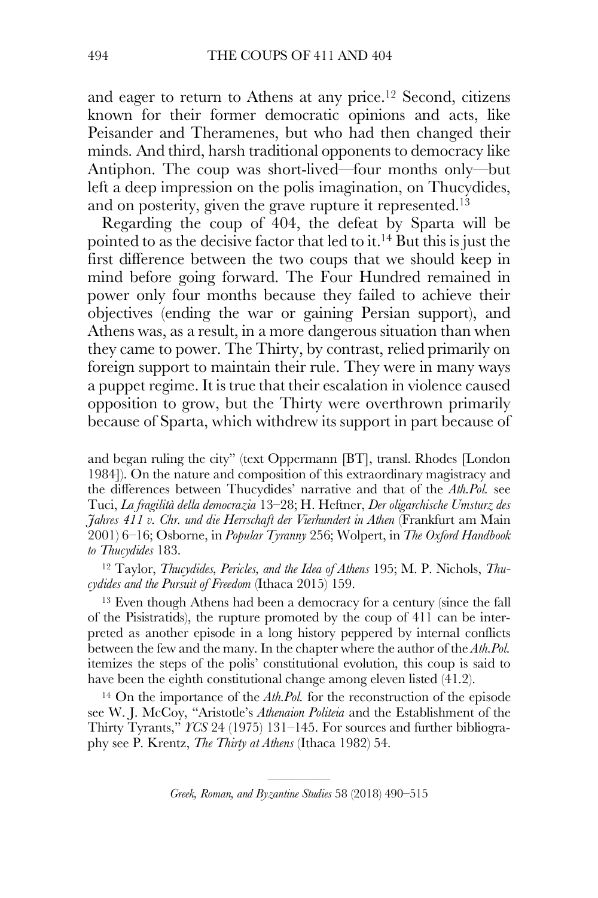and eager to return to Athens at any price.[12] Second, citizens known for their former democratic opinions and acts, like Peisander and Theramenes, but who had then changed their minds. And third, harsh traditional opponents to democracy like Antiphon. The coup was short-lived—four months only—but left a deep impression on the polis imagination, on Thucydides, and on posterity, given the grave rupture it represented.[13]

Regarding the coup of 404, the defeat by Sparta will be pointed to as the decisive factor that led to it.[14] But this is just the first difference between the two coups that we should keep in mind before going forward. The Four Hundred remained in power only four months because they failed to achieve their objectives (ending the war or gaining Persian support), and Athens was, as a result, in a more dangerous situation than when they came to power. The Thirty, by contrast, relied primarily on foreign support to maintain their rule. They were in many ways a puppet regime. It is true that their escalation in violence caused opposition to grow, but the Thirty were overthrown primarily because of Sparta, which withdrew its support in part because of

and began ruling the city" (text Oppermann [BT], transl. Rhodes [London 1984]). On the nature and composition of this extraordinary magistracy and the differences between Thucydides' narrative and that of the *Ath.Pol.* see Tuci, *La fragilità della democrazia* 13–28; H. Heftner, *Der oligarchische Umsturz des Jahres 411 v. Chr. und die Herrschaft der Vierhundert in Athen* (Frankfurt am Main 2001) 6–16; Osborne, in *Popular Tyranny* 256; Wolpert, in *The Oxford Handbook to Thucydides* 183.

[12] Taylor, *Thucydides, Pericles, and the Idea of Athens* 195; M. P. Nichols, *Thucydides and the Pursuit of Freedom* (Ithaca 2015) 159.

[13] Even though Athens had been a democracy for a century (since the fall of the Pisistratids), the rupture promoted by the coup of 411 can be interpreted as another episode in a long history peppered by internal conflicts between the few and the many. In the chapter where the author of the *Ath.Pol.* itemizes the steps of the polis' constitutional evolution, this coup is said to have been the eighth constitutional change among eleven listed (41.2).

[14] On the importance of the *Ath.Pol.* for the reconstruction of the episode see W. J. McCoy, "Aristotle's *Athenaion Politeia* and the Establishment of the Thirty Tyrants," *YCS* 24 (1975) 131–145. For sources and further bibliography see P. Krentz, *The Thirty at Athens* (Ithaca 1982) 54.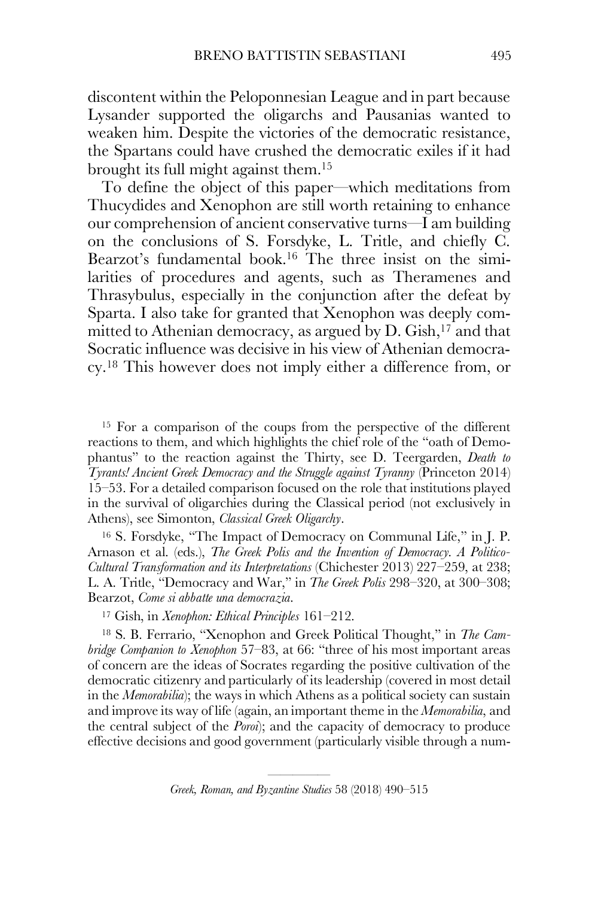discontent within the Peloponnesian League and in part because Lysander supported the oligarchs and Pausanias wanted to weaken him. Despite the victories of the democratic resistance, the Spartans could have crushed the democratic exiles if it had brought its full might against them.[15]

To define the object of this paper—which meditations from Thucydides and Xenophon are still worth retaining to enhance our comprehension of ancient conservative turns—I am building on the conclusions of S. Forsdyke, L. Tritle, and chiefly C. Bearzot's fundamental book.[16] The three insist on the similarities of procedures and agents, such as Theramenes and Thrasybulus, especially in the conjunction after the defeat by Sparta. I also take for granted that Xenophon was deeply committed to Athenian democracy, as argued by D. Gish,[17] and that Socratic influence was decisive in his view of Athenian democracy.[18] This however does not imply either a difference from, or

[15] For a comparison of the coups from the perspective of the different reactions to them, and which highlights the chief role of the "oath of Demophantus" to the reaction against the Thirty, see D. Teergarden, *Death to Tyrants! Ancient Greek Democracy and the Struggle against Tyranny* (Princeton 2014) 15–53. For a detailed comparison focused on the role that institutions played in the survival of oligarchies during the Classical period (not exclusively in Athens), see Simonton, *Classical Greek Oligarchy*.

[16] S. Forsdyke, "The Impact of Democracy on Communal Life," in J. P. Arnason et al. (eds.), *The Greek Polis and the Invention of Democracy. A Politico-Cultural Transformation and its Interpretations* (Chichester 2013) 227–259, at 238; L. A. Tritle, "Democracy and War," in *The Greek Polis* 298–320, at 300–308; Bearzot, *Come si abbatte una democrazia*.

[17] Gish, in *Xenophon: Ethical Principles* 161–212.

[18] S. B. Ferrario, "Xenophon and Greek Political Thought," in *The Cambridge Companion to Xenophon* 57–83, at 66: "three of his most important areas of concern are the ideas of Socrates regarding the positive cultivation of the democratic citizenry and particularly of its leadership (covered in most detail in the *Memorabilia*); the ways in which Athens as a political society can sustain and improve its way of life (again, an important theme in the *Memorabilia*, and the central subject of the *Poroi*); and the capacity of democracy to produce effective decisions and good government (particularly visible through a num-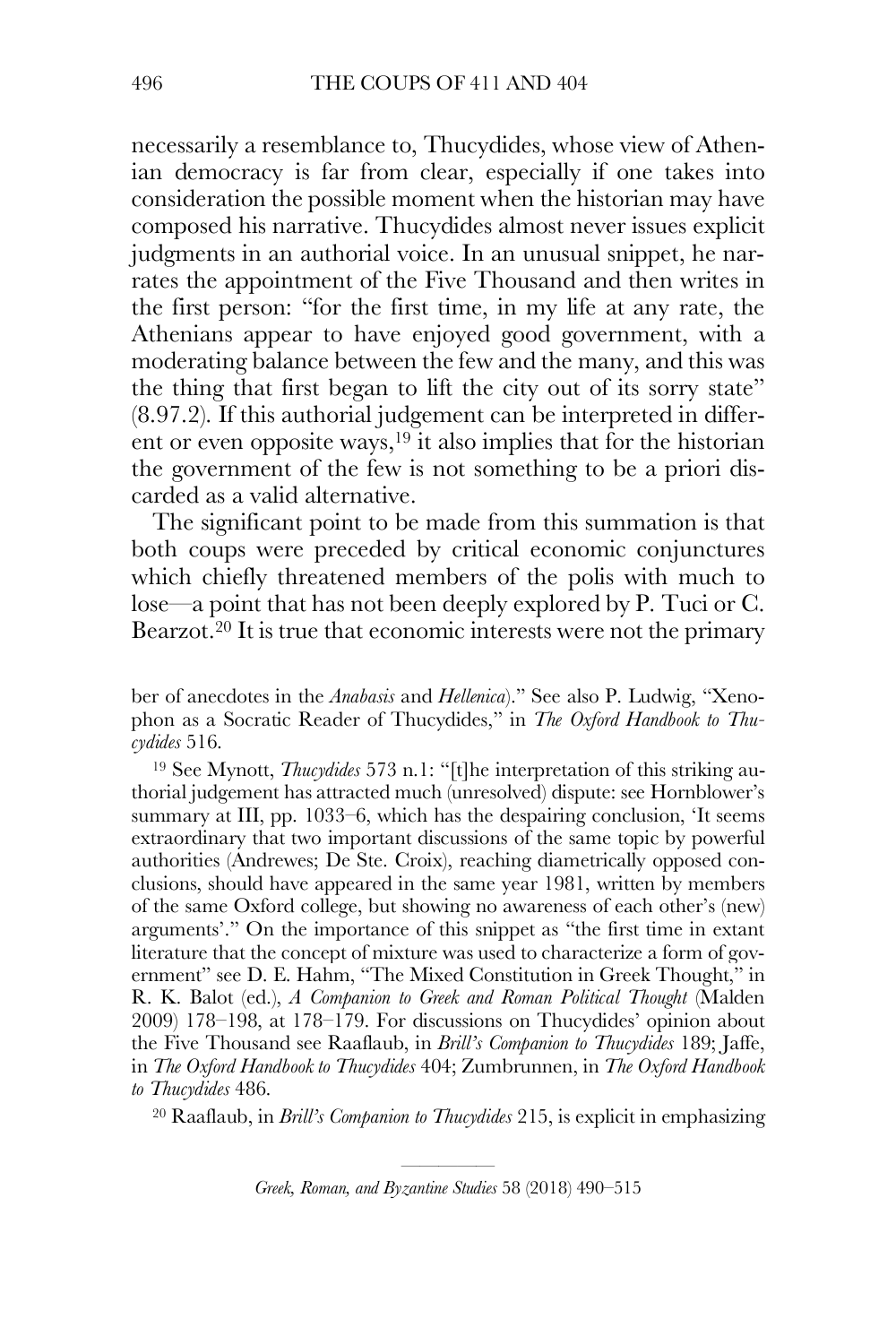necessarily a resemblance to, Thucydides, whose view of Athenian democracy is far from clear, especially if one takes into consideration the possible moment when the historian may have composed his narrative. Thucydides almost never issues explicit judgments in an authorial voice. In an unusual snippet, he narrates the appointment of the Five Thousand and then writes in the first person: "for the first time, in my life at any rate, the Athenians appear to have enjoyed good government, with a moderating balance between the few and the many, and this was the thing that first began to lift the city out of its sorry state" (8.97.2). If this authorial judgement can be interpreted in different or even opposite ways,[19] it also implies that for the historian the government of the few is not something to be a priori discarded as a valid alternative.

The significant point to be made from this summation is that both coups were preceded by critical economic conjunctures which chiefly threatened members of the polis with much to lose—a point that has not been deeply explored by P. Tuci or C. Bearzot.[20] It is true that economic interests were not the primary

ber of anecdotes in the *Anabasis* and *Hellenica*)." See also P. Ludwig, "Xenophon as a Socratic Reader of Thucydides," in *The Oxford Handbook to Thucydides* 516.

[19] See Mynott, *Thucydides* 573 n.1: "[t]he interpretation of this striking authorial judgement has attracted much (unresolved) dispute: see Hornblower's summary at III, pp. 1033–6, which has the despairing conclusion, 'It seems extraordinary that two important discussions of the same topic by powerful authorities (Andrewes; De Ste. Croix), reaching diametrically opposed conclusions, should have appeared in the same year 1981, written by members of the same Oxford college, but showing no awareness of each other's (new) arguments'." On the importance of this snippet as "the first time in extant literature that the concept of mixture was used to characterize a form of government" see D. E. Hahm, "The Mixed Constitution in Greek Thought," in R. K. Balot (ed.), *A Companion to Greek and Roman Political Thought* (Malden 2009) 178–198, at 178–179. For discussions on Thucydides' opinion about the Five Thousand see Raaflaub, in *Brill's Companion to Thucydides* 189; Jaffe, in *The Oxford Handbook to Thucydides* 404; Zumbrunnen, in *The Oxford Handbook to Thucydides* 486.

[20] Raaflaub, in *Brill's Companion to Thucydides* 215, is explicit in emphasizing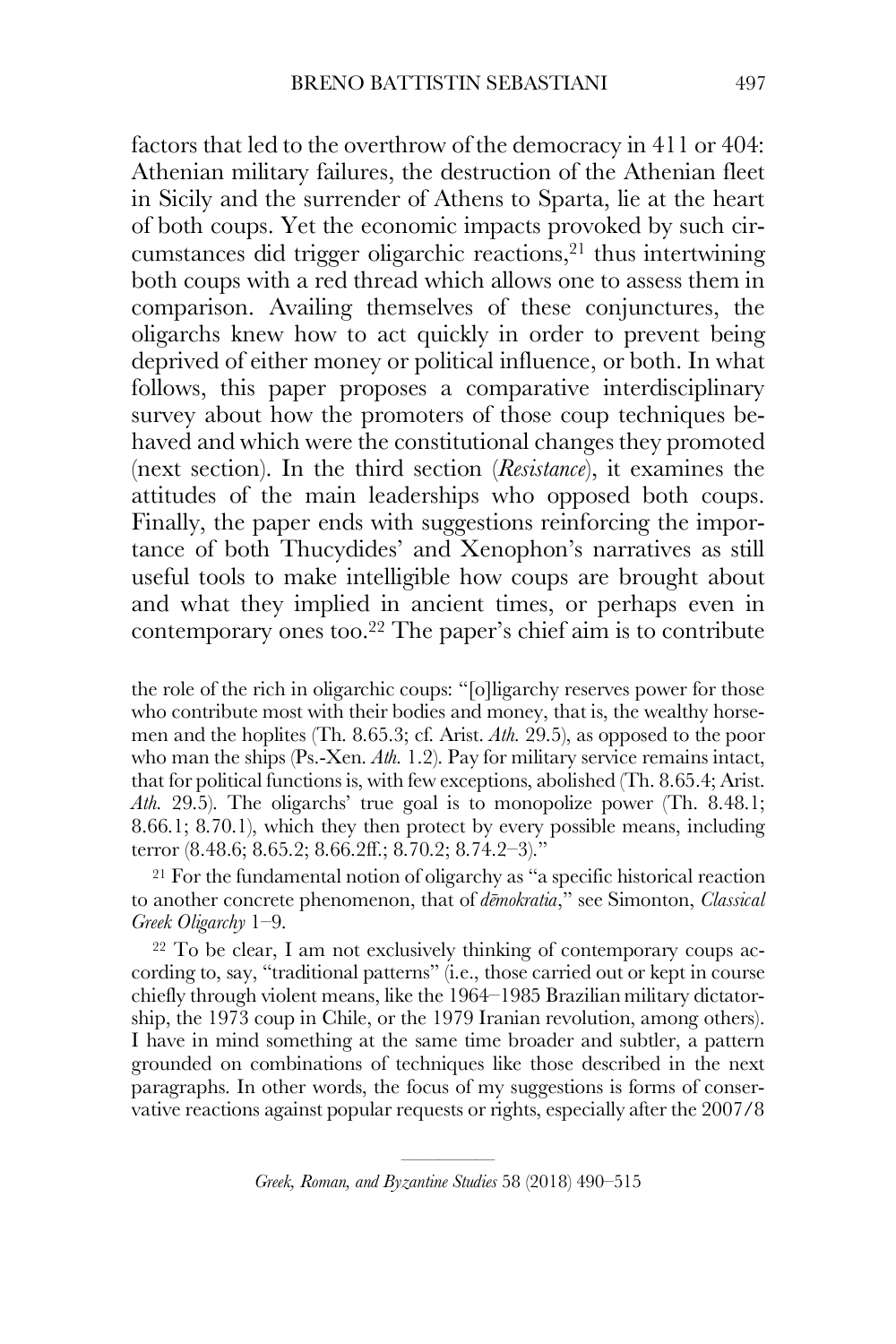factors that led to the overthrow of the democracy in 411 or 404: Athenian military failures, the destruction of the Athenian fleet in Sicily and the surrender of Athens to Sparta, lie at the heart of both coups. Yet the economic impacts provoked by such circumstances did trigger oligarchic reactions,[21] thus intertwining both coups with a red thread which allows one to assess them in comparison. Availing themselves of these conjunctures, the oligarchs knew how to act quickly in order to prevent being deprived of either money or political influence, or both. In what follows, this paper proposes a comparative interdisciplinary survey about how the promoters of those coup techniques behaved and which were the constitutional changes they promoted (next section). In the third section (*Resistance*), it examines the attitudes of the main leaderships who opposed both coups. Finally, the paper ends with suggestions reinforcing the importance of both Thucydides' and Xenophon's narratives as still useful tools to make intelligible how coups are brought about and what they implied in ancient times, or perhaps even in contemporary ones too.[22] The paper's chief aim is to contribute

the role of the rich in oligarchic coups: "[o]ligarchy reserves power for those who contribute most with their bodies and money, that is, the wealthy horsemen and the hoplites (Th. 8.65.3; cf. Arist. *Ath.* 29.5), as opposed to the poor who man the ships (Ps.-Xen. *Ath.* 1.2). Pay for military service remains intact, that for political functions is, with few exceptions, abolished (Th. 8.65.4; Arist. *Ath.* 29.5). The oligarchs' true goal is to monopolize power (Th. 8.48.1; 8.66.1; 8.70.1), which they then protect by every possible means, including terror (8.48.6; 8.65.2; 8.66.2ff.; 8.70.2; 8.74.2–3)."

[21] For the fundamental notion of oligarchy as "a specific historical reaction to another concrete phenomenon, that of *dēmokratia*," see Simonton, *Classical Greek Oligarchy* 1–9.

[22] To be clear, I am not exclusively thinking of contemporary coups according to, say, "traditional patterns" (i.e., those carried out or kept in course chiefly through violent means, like the 1964–1985 Brazilian military dictatorship, the 1973 coup in Chile, or the 1979 Iranian revolution, among others). I have in mind something at the same time broader and subtler, a pattern grounded on combinations of techniques like those described in the next paragraphs. In other words, the focus of my suggestions is forms of conservative reactions against popular requests or rights, especially after the 2007/8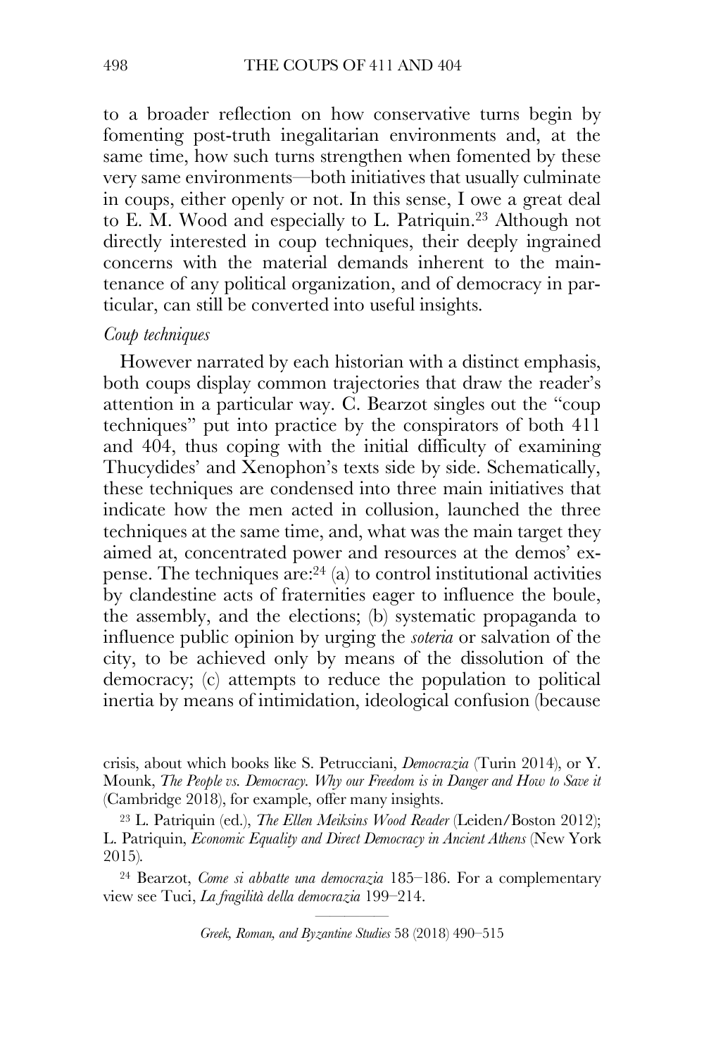to a broader reflection on how conservative turns begin by fomenting post-truth inegalitarian environments and, at the same time, how such turns strengthen when fomented by these very same environments—both initiatives that usually culminate in coups, either openly or not. In this sense, I owe a great deal to E. M. Wood and especially to L. Patriquin.[23] Although not directly interested in coup techniques, their deeply ingrained concerns with the material demands inherent to the maintenance of any political organization, and of democracy in particular, can still be converted into useful insights.

*Coup techniques*

However narrated by each historian with a distinct emphasis, both coups display common trajectories that draw the reader's attention in a particular way. C. Bearzot singles out the "coup techniques" put into practice by the conspirators of both 411 and 404, thus coping with the initial difficulty of examining Thucydides' and Xenophon's texts side by side. Schematically, these techniques are condensed into three main initiatives that indicate how the men acted in collusion, launched the three techniques at the same time, and, what was the main target they aimed at, concentrated power and resources at the demos' expense. The techniques are:[24] (a) to control institutional activities by clandestine acts of fraternities eager to influence the boule, the assembly, and the elections; (b) systematic propaganda to influence public opinion by urging the *soteria* or salvation of the city, to be achieved only by means of the dissolution of the democracy; (c) attempts to reduce the population to political inertia by means of intimidation, ideological confusion (because

crisis, about which books like S. Petrucciani, *Democrazia* (Turin 2014), or Y. Mounk, *The People vs. Democracy. Why our Freedom is in Danger and How to Save it* (Cambridge 2018), for example, offer many insights.

[23] L. Patriquin (ed.), *The Ellen Meiksins Wood Reader* (Leiden/Boston 2012); L. Patriquin, *Economic Equality and Direct Democracy in Ancient Athens* (New York 2015).

[24] Bearzot, *Come si abbatte una democrazia* 185–186. For a complementary view see Tuci, *La fragilità della democrazia* 199–214.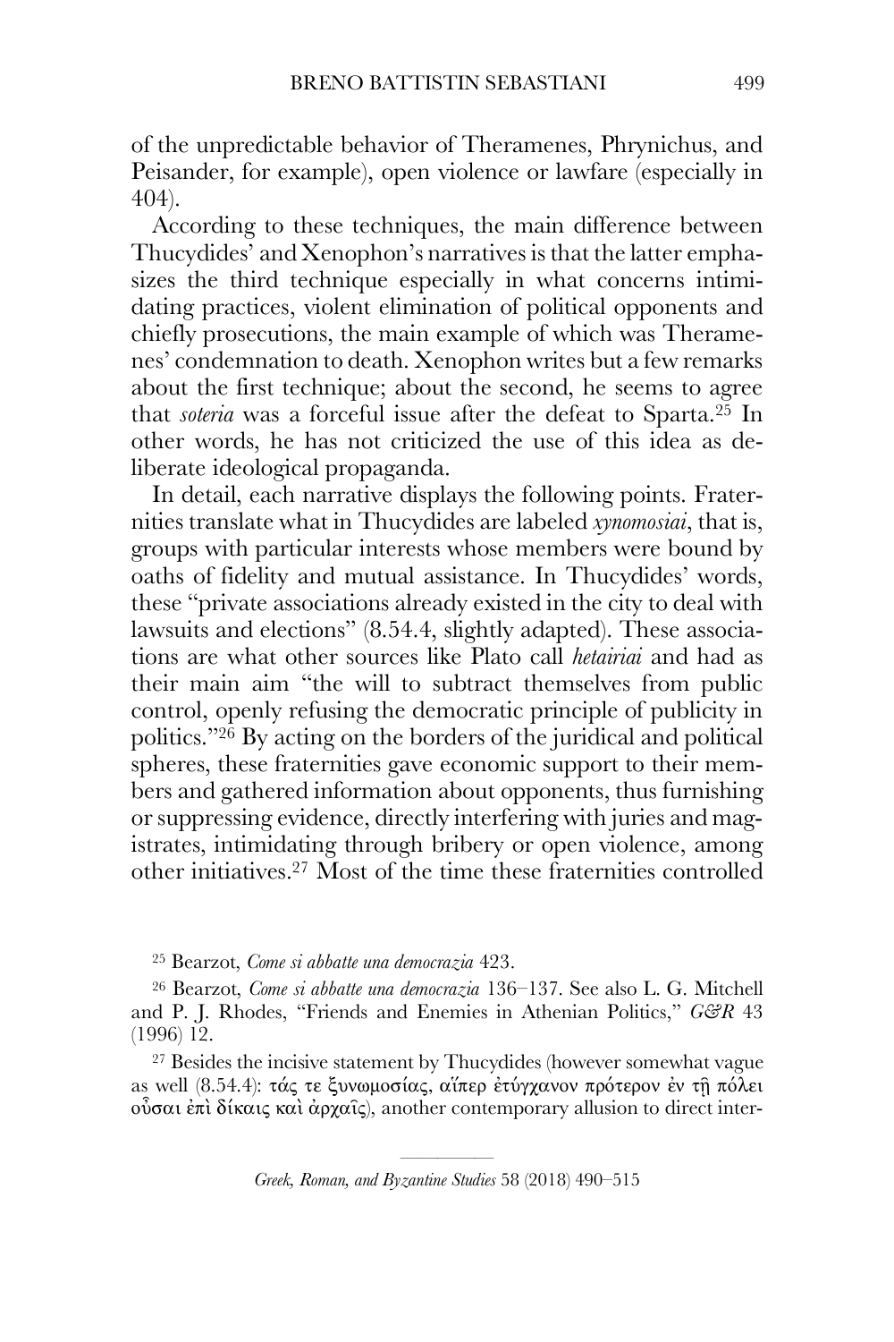of the unpredictable behavior of Theramenes, Phrynichus, and Peisander, for example), open violence or lawfare (especially in 404).

According to these techniques, the main difference between Thucydides' and Xenophon's narratives is that the latter emphasizes the third technique especially in what concerns intimidating practices, violent elimination of political opponents and chiefly prosecutions, the main example of which was Theramenes' condemnation to death. Xenophon writes but a few remarks about the first technique; about the second, he seems to agree that *soteria* was a forceful issue after the defeat to Sparta.[25] In other words, he has not criticized the use of this idea as deliberate ideological propaganda.

In detail, each narrative displays the following points. Fraternities translate what in Thucydides are labeled *xynomosiai*, that is, groups with particular interests whose members were bound by oaths of fidelity and mutual assistance. In Thucydides' words, these "private associations already existed in the city to deal with lawsuits and elections" (8.54.4, slightly adapted). These associations are what other sources like Plato call *hetairiai* and had as their main aim "the will to subtract themselves from public control, openly refusing the democratic principle of publicity in politics."[26] By acting on the borders of the juridical and political spheres, these fraternities gave economic support to their members and gathered information about opponents, thus furnishing or suppressing evidence, directly interfering with juries and magistrates, intimidating through bribery or open violence, among other initiatives.[27] Most of the time these fraternities controlled

[25] Bearzot, *Come si abbatte una democrazia* 423.

[26] Bearzot, *Come si abbatte una democrazia* 136–137. See also L. G. Mitchell and P. J. Rhodes, "Friends and Enemies in Athenian Politics," *G&R* 43 (1996) 12.

[27] Besides the incisive statement by Thucydides (however somewhat vague as well (8.54.4): τάς τε ξυνωμοσίας, αἵπερ ἐτύγχανον πρότερον ἐν τῇ πόλει οὖσαι ἐπὶ δίκαις καὶ ἀρχαῖς), another contemporary allusion to direct inter-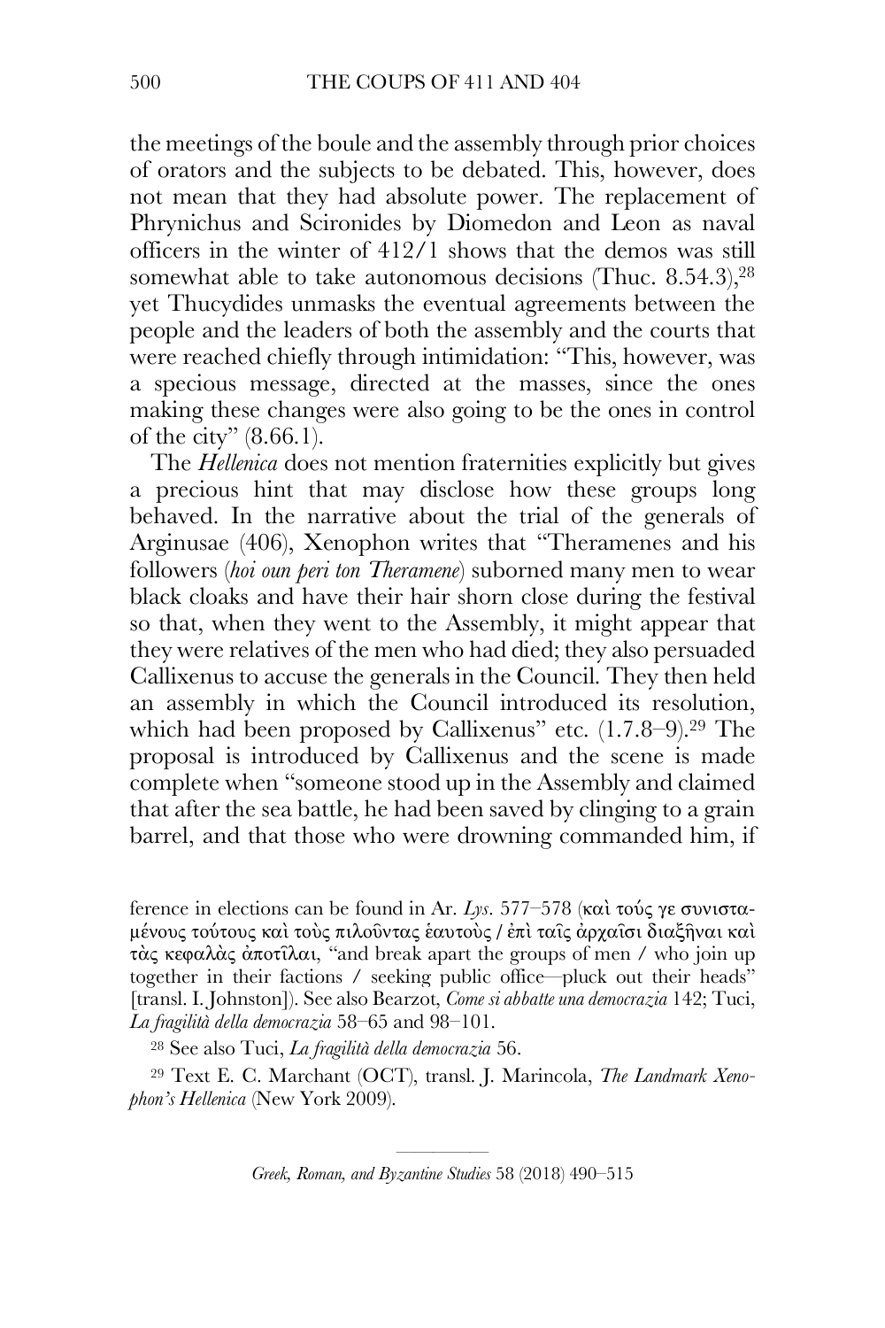the meetings of the boule and the assembly through prior choices of orators and the subjects to be debated. This, however, does not mean that they had absolute power. The replacement of Phrynichus and Scironides by Diomedon and Leon as naval officers in the winter of 412/1 shows that the demos was still somewhat able to take autonomous decisions (Thuc. 8.54.3),[28] yet Thucydides unmasks the eventual agreements between the people and the leaders of both the assembly and the courts that were reached chiefly through intimidation: "This, however, was a specious message, directed at the masses, since the ones making these changes were also going to be the ones in control of the city" (8.66.1).

The *Hellenica* does not mention fraternities explicitly but gives a precious hint that may disclose how these groups long behaved. In the narrative about the trial of the generals of Arginusae (406), Xenophon writes that "Theramenes and his followers (*hoi oun peri ton Theramene*) suborned many men to wear black cloaks and have their hair shorn close during the festival so that, when they went to the Assembly, it might appear that they were relatives of the men who had died; they also persuaded Callixenus to accuse the generals in the Council. They then held an assembly in which the Council introduced its resolution, which had been proposed by Callixenus" etc. (1.7.8–9).[29] The proposal is introduced by Callixenus and the scene is made complete when "someone stood up in the Assembly and claimed that after the sea battle, he had been saved by clinging to a grain barrel, and that those who were drowning commanded him, if

ference in elections can be found in Ar. *Lys.* 577–578 (καὶ τούς γε συνισταμένους τούτους καὶ τοὺς πιλοῦντας ἑαυτοὺς / ἐπὶ ταῖς ἀρχαῖσι διαξῆναι καὶ τὰς κεφαλὰς ἀποτῖλαι, "and break apart the groups of men / who join up together in their factions / seeking public office—pluck out their heads" [transl. I. Johnston]). See also Bearzot, *Come si abbatte una democrazia* 142; Tuci, *La fragilità della democrazia* 58–65 and 98–101.

[28] See also Tuci, *La fragilità della democrazia* 56.

[29] Text E. C. Marchant (OCT), transl. J. Marincola, *The Landmark Xenophon's Hellenica* (New York 2009).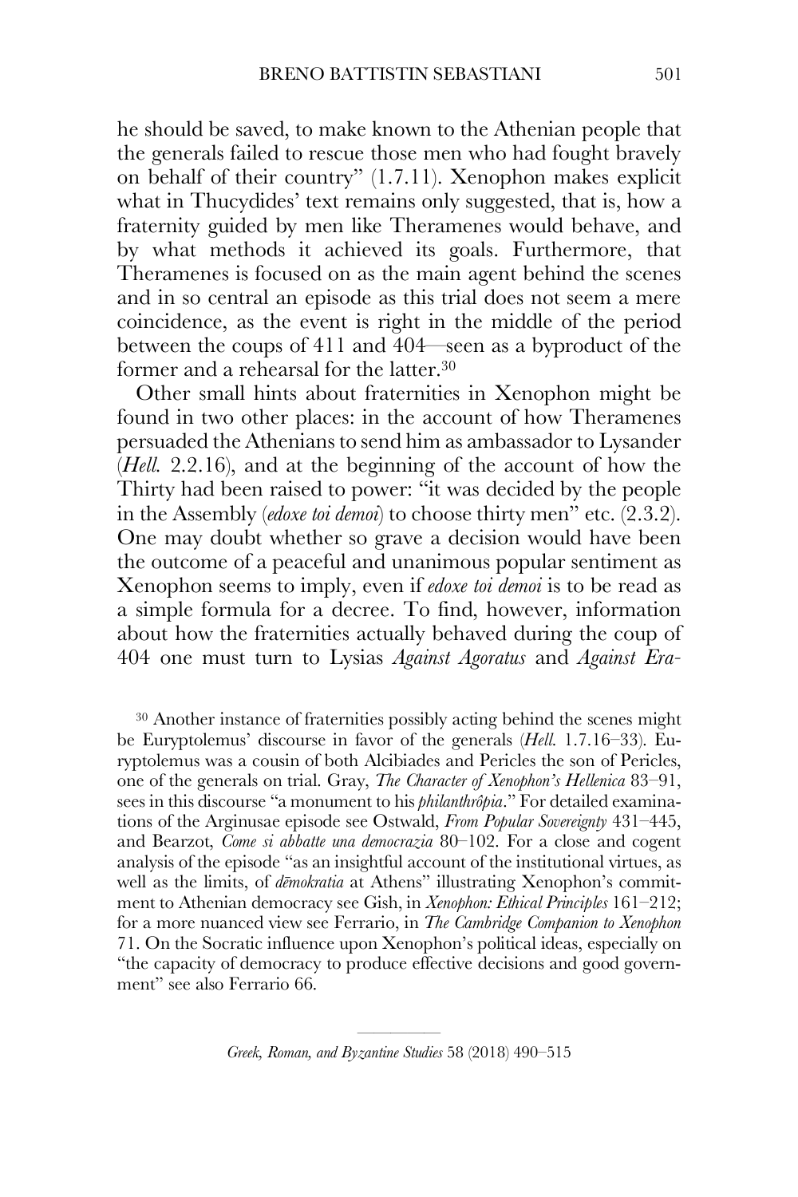he should be saved, to make known to the Athenian people that the generals failed to rescue those men who had fought bravely on behalf of their country" (1.7.11). Xenophon makes explicit what in Thucydides' text remains only suggested, that is, how a fraternity guided by men like Theramenes would behave, and by what methods it achieved its goals. Furthermore, that Theramenes is focused on as the main agent behind the scenes and in so central an episode as this trial does not seem a mere coincidence, as the event is right in the middle of the period between the coups of 411 and 404—seen as a byproduct of the former and a rehearsal for the latter.[30]

Other small hints about fraternities in Xenophon might be found in two other places: in the account of how Theramenes persuaded the Athenians to send him as ambassador to Lysander (*Hell.* 2.2.16), and at the beginning of the account of how the Thirty had been raised to power: "it was decided by the people in the Assembly (*edoxe toi demoi*) to choose thirty men" etc. (2.3.2). One may doubt whether so grave a decision would have been the outcome of a peaceful and unanimous popular sentiment as Xenophon seems to imply, even if *edoxe toi demoi* is to be read as a simple formula for a decree. To find, however, information about how the fraternities actually behaved during the coup of 404 one must turn to Lysias *Against Agoratus* and *Against Era-*

[30] Another instance of fraternities possibly acting behind the scenes might be Euryptolemus' discourse in favor of the generals (*Hell.* 1.7.16–33). Euryptolemus was a cousin of both Alcibiades and Pericles the son of Pericles, one of the generals on trial. Gray, *The Character of Xenophon's Hellenica* 83–91, sees in this discourse "a monument to his *philanthrôpia*." For detailed examinations of the Arginusae episode see Ostwald, *From Popular Sovereignty* 431–445, and Bearzot, *Come si abbatte una democrazia* 80–102. For a close and cogent analysis of the episode "as an insightful account of the institutional virtues, as well as the limits, of *dēmokratia* at Athens" illustrating Xenophon's commitment to Athenian democracy see Gish, in *Xenophon: Ethical Principles* 161–212; for a more nuanced view see Ferrario, in *The Cambridge Companion to Xenophon* 71. On the Socratic influence upon Xenophon's political ideas, especially on "the capacity of democracy to produce effective decisions and good government" see also Ferrario 66.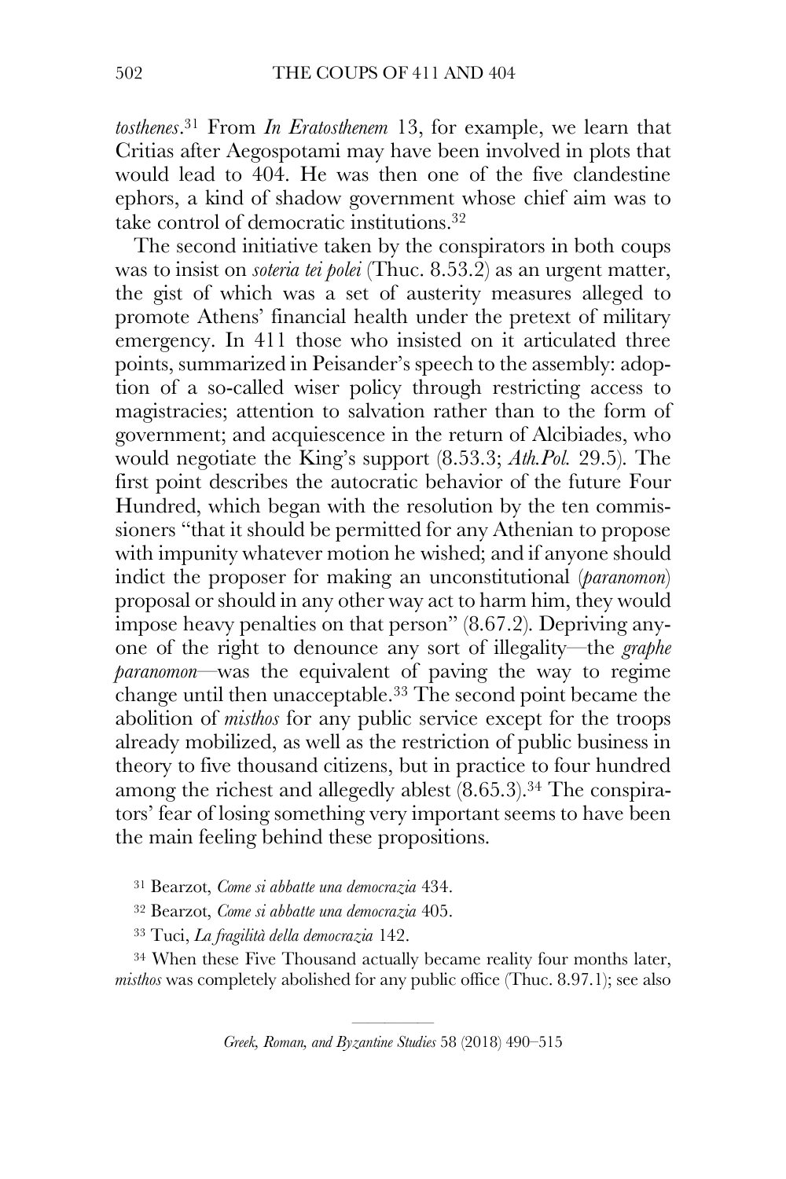*tosthenes*.[31] From *In Eratosthenem* 13, for example, we learn that Critias after Aegospotami may have been involved in plots that would lead to 404. He was then one of the five clandestine ephors, a kind of shadow government whose chief aim was to take control of democratic institutions.[32]

The second initiative taken by the conspirators in both coups was to insist on *soteria tei polei* (Thuc. 8.53.2) as an urgent matter, the gist of which was a set of austerity measures alleged to promote Athens' financial health under the pretext of military emergency. In 411 those who insisted on it articulated three points, summarized in Peisander's speech to the assembly: adoption of a so-called wiser policy through restricting access to magistracies; attention to salvation rather than to the form of government; and acquiescence in the return of Alcibiades, who would negotiate the King's support (8.53.3; *Ath.Pol.* 29.5). The first point describes the autocratic behavior of the future Four Hundred, which began with the resolution by the ten commissioners "that it should be permitted for any Athenian to propose with impunity whatever motion he wished; and if anyone should indict the proposer for making an unconstitutional (*paranomon*) proposal or should in any other way act to harm him, they would impose heavy penalties on that person" (8.67.2). Depriving anyone of the right to denounce any sort of illegality—the *graphe paranomon*—was the equivalent of paving the way to regime change until then unacceptable.[33] The second point became the abolition of *misthos* for any public service except for the troops already mobilized, as well as the restriction of public business in theory to five thousand citizens, but in practice to four hundred among the richest and allegedly ablest (8.65.3).[34] The conspirators' fear of losing something very important seems to have been the main feeling behind these propositions.

[31] Bearzot, *Come si abbatte una democrazia* 434.

[32] Bearzot, *Come si abbatte una democrazia* 405.

[33] Tuci, *La fragilità della democrazia* 142.

[34] When these Five Thousand actually became reality four months later, *misthos* was completely abolished for any public office (Thuc. 8.97.1); see also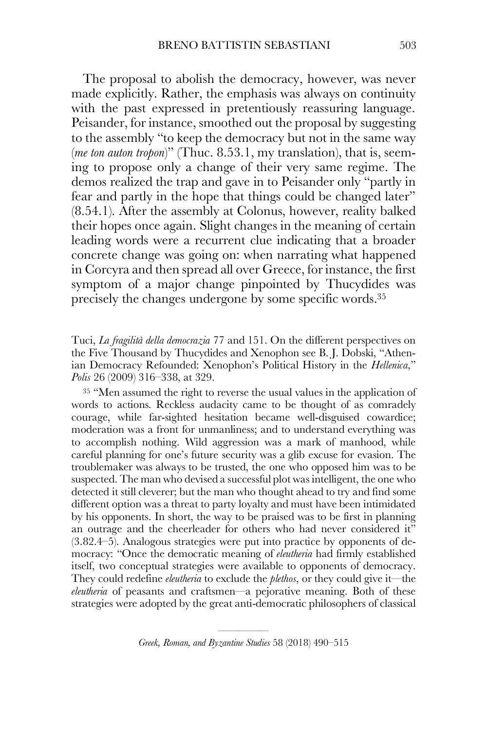The proposal to abolish the democracy, however, was never made explicitly. Rather, the emphasis was always on continuity with the past expressed in pretentiously reassuring language. Peisander, for instance, smoothed out the proposal by suggesting to the assembly "to keep the democracy but not in the same way (*me ton auton tropon*)" (Thuc. 8.53.1, my translation), that is, seeming to propose only a change of their very same regime. The demos realized the trap and gave in to Peisander only "partly in fear and partly in the hope that things could be changed later" (8.54.1). After the assembly at Colonus, however, reality balked their hopes once again. Slight changes in the meaning of certain leading words were a recurrent clue indicating that a broader concrete change was going on: when narrating what happened in Corcyra and then spread all over Greece, for instance, the first symptom of a major change pinpointed by Thucydides was precisely the changes undergone by some specific words.[35]

---

Tuci, *La fragilità della democrazia* 77 and 151. On the different perspectives on the Five Thousand by Thucydides and Xenophon see B. J. Dobski, "Athenian Democracy Refounded: Xenophon's Political History in the *Hellenica*," *Polis* 26 (2009) 316–338, at 329.

[35] "Men assumed the right to reverse the usual values in the application of words to actions. Reckless audacity came to be thought of as comradely courage, while far-sighted hesitation became well-disguised cowardice; moderation was a front for unmanliness; and to understand everything was to accomplish nothing. Wild aggression was a mark of manhood, while careful planning for one's future security was a glib excuse for evasion. The troublemaker was always to be trusted, the one who opposed him was to be suspected. The man who devised a successful plot was intelligent, the one who detected it still cleverer; but the man who thought ahead to try and find some different option was a threat to party loyalty and must have been intimidated by his opponents. In short, the way to be praised was to be first in planning an outrage and the cheerleader for others who had never considered it" (3.82.4–5). Analogous strategies were put into practice by opponents of democracy: "Once the democratic meaning of *eleutheria* had firmly established itself, two conceptual strategies were available to opponents of democracy. They could redefine *eleutheria* to exclude the *plethos*, or they could give it—the *eleutheria* of peasants and craftsmen—a pejorative meaning. Both of these strategies were adopted by the great anti-democratic philosophers of classical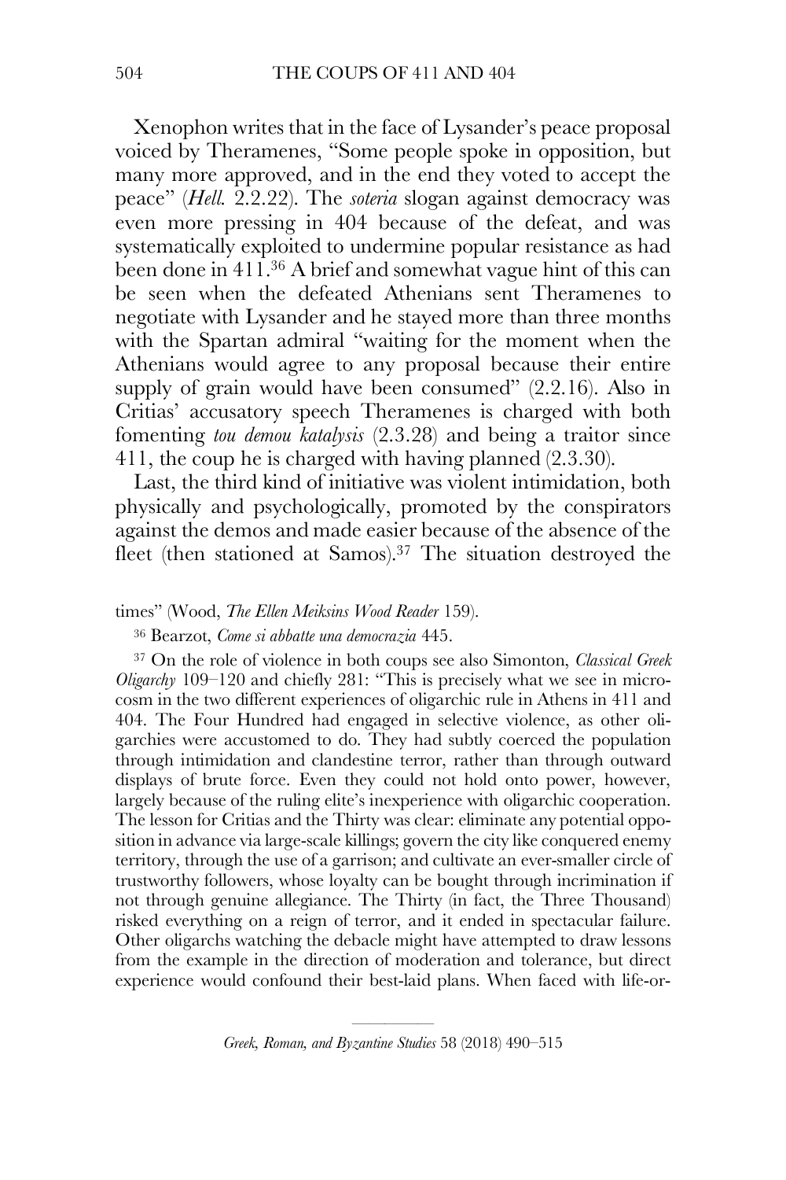Xenophon writes that in the face of Lysander's peace proposal voiced by Theramenes, "Some people spoke in opposition, but many more approved, and in the end they voted to accept the peace" (*Hell.* 2.2.22). The *soteria* slogan against democracy was even more pressing in 404 because of the defeat, and was systematically exploited to undermine popular resistance as had been done in 411.[36] A brief and somewhat vague hint of this can be seen when the defeated Athenians sent Theramenes to negotiate with Lysander and he stayed more than three months with the Spartan admiral "waiting for the moment when the Athenians would agree to any proposal because their entire supply of grain would have been consumed" (2.2.16). Also in Critias' accusatory speech Theramenes is charged with both fomenting *tou demou katalysis* (2.3.28) and being a traitor since 411, the coup he is charged with having planned (2.3.30).

Last, the third kind of initiative was violent intimidation, both physically and psychologically, promoted by the conspirators against the demos and made easier because of the absence of the fleet (then stationed at Samos).[37] The situation destroyed the

times" (Wood, *The Ellen Meiksins Wood Reader* 159).

[36] Bearzot, *Come si abbatte una democrazia* 445.

[37] On the role of violence in both coups see also Simonton, *Classical Greek Oligarchy* 109–120 and chiefly 281: "This is precisely what we see in microcosm in the two different experiences of oligarchic rule in Athens in 411 and 404. The Four Hundred had engaged in selective violence, as other oligarchies were accustomed to do. They had subtly coerced the population through intimidation and clandestine terror, rather than through outward displays of brute force. Even they could not hold onto power, however, largely because of the ruling elite's inexperience with oligarchic cooperation. The lesson for Critias and the Thirty was clear: eliminate any potential opposition in advance via large-scale killings; govern the city like conquered enemy territory, through the use of a garrison; and cultivate an ever-smaller circle of trustworthy followers, whose loyalty can be bought through incrimination if not through genuine allegiance. The Thirty (in fact, the Three Thousand) risked everything on a reign of terror, and it ended in spectacular failure. Other oligarchs watching the debacle might have attempted to draw lessons from the example in the direction of moderation and tolerance, but direct experience would confound their best-laid plans. When faced with life-or-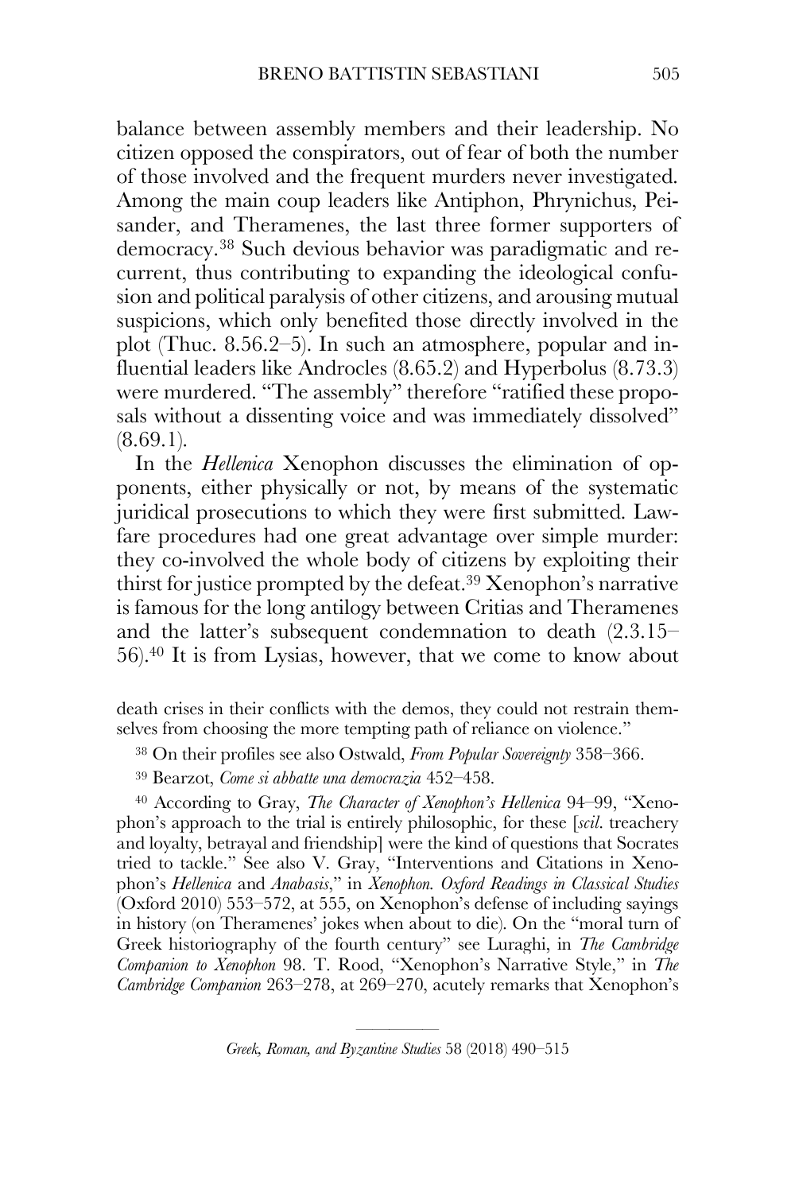balance between assembly members and their leadership. No citizen opposed the conspirators, out of fear of both the number of those involved and the frequent murders never investigated. Among the main coup leaders like Antiphon, Phrynichus, Peisander, and Theramenes, the last three former supporters of democracy.[38] Such devious behavior was paradigmatic and recurrent, thus contributing to expanding the ideological confusion and political paralysis of other citizens, and arousing mutual suspicions, which only benefited those directly involved in the plot (Thuc. 8.56.2–5). In such an atmosphere, popular and influential leaders like Androcles (8.65.2) and Hyperbolus (8.73.3) were murdered. "The assembly" therefore "ratified these proposals without a dissenting voice and was immediately dissolved" (8.69.1).

In the *Hellenica* Xenophon discusses the elimination of opponents, either physically or not, by means of the systematic juridical prosecutions to which they were first submitted. Lawfare procedures had one great advantage over simple murder: they co-involved the whole body of citizens by exploiting their thirst for justice prompted by the defeat.[39] Xenophon's narrative is famous for the long antilogy between Critias and Theramenes and the latter's subsequent condemnation to death (2.3.15–56).[40] It is from Lysias, however, that we come to know about

death crises in their conflicts with the demos, they could not restrain themselves from choosing the more tempting path of reliance on violence."

[38] On their profiles see also Ostwald, *From Popular Sovereignty* 358–366.

[39] Bearzot, *Come si abbatte una democrazia* 452–458.

[40] According to Gray, *The Character of Xenophon's Hellenica* 94–99, "Xenophon's approach to the trial is entirely philosophic, for these [*scil.* treachery and loyalty, betrayal and friendship] were the kind of questions that Socrates tried to tackle." See also V. Gray, "Interventions and Citations in Xenophon's *Hellenica* and *Anabasis*," in *Xenophon. Oxford Readings in Classical Studies* (Oxford 2010) 553–572, at 555, on Xenophon's defense of including sayings in history (on Theramenes' jokes when about to die). On the "moral turn of Greek historiography of the fourth century" see Luraghi, in *The Cambridge Companion to Xenophon* 98. T. Rood, "Xenophon's Narrative Style," in *The Cambridge Companion* 263–278, at 269–270, acutely remarks that Xenophon's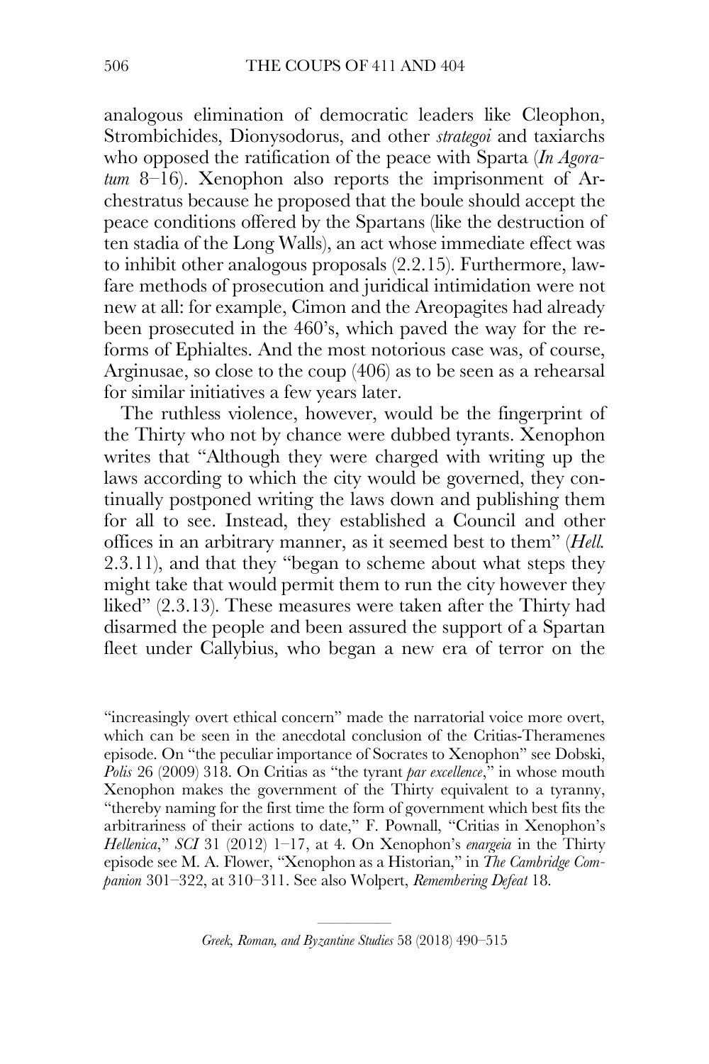analogous elimination of democratic leaders like Cleophon, Strombichides, Dionysodorus, and other *strategoi* and taxiarchs who opposed the ratification of the peace with Sparta (*In Agoratum* 8–16). Xenophon also reports the imprisonment of Archestratus because he proposed that the boule should accept the peace conditions offered by the Spartans (like the destruction of ten stadia of the Long Walls), an act whose immediate effect was to inhibit other analogous proposals (2.2.15). Furthermore, lawfare methods of prosecution and juridical intimidation were not new at all: for example, Cimon and the Areopagites had already been prosecuted in the 460's, which paved the way for the reforms of Ephialtes. And the most notorious case was, of course, Arginusae, so close to the coup (406) as to be seen as a rehearsal for similar initiatives a few years later.

The ruthless violence, however, would be the fingerprint of the Thirty who not by chance were dubbed tyrants. Xenophon writes that "Although they were charged with writing up the laws according to which the city would be governed, they continually postponed writing the laws down and publishing them for all to see. Instead, they established a Council and other offices in an arbitrary manner, as it seemed best to them" (*Hell.* 2.3.11), and that they "began to scheme about what steps they might take that would permit them to run the city however they liked" (2.3.13). These measures were taken after the Thirty had disarmed the people and been assured the support of a Spartan fleet under Callybius, who began a new era of terror on the

"increasingly overt ethical concern" made the narratorial voice more overt, which can be seen in the anecdotal conclusion of the Critias-Theramenes episode. On "the peculiar importance of Socrates to Xenophon" see Dobski, *Polis* 26 (2009) 318. On Critias as "the tyrant *par excellence*," in whose mouth Xenophon makes the government of the Thirty equivalent to a tyranny, "thereby naming for the first time the form of government which best fits the arbitrariness of their actions to date," F. Pownall, "Critias in Xenophon's *Hellenica*," *SCI* 31 (2012) 1–17, at 4. On Xenophon's *enargeia* in the Thirty episode see M. A. Flower, "Xenophon as a Historian," in *The Cambridge Companion* 301–322, at 310–311. See also Wolpert, *Remembering Defeat* 18.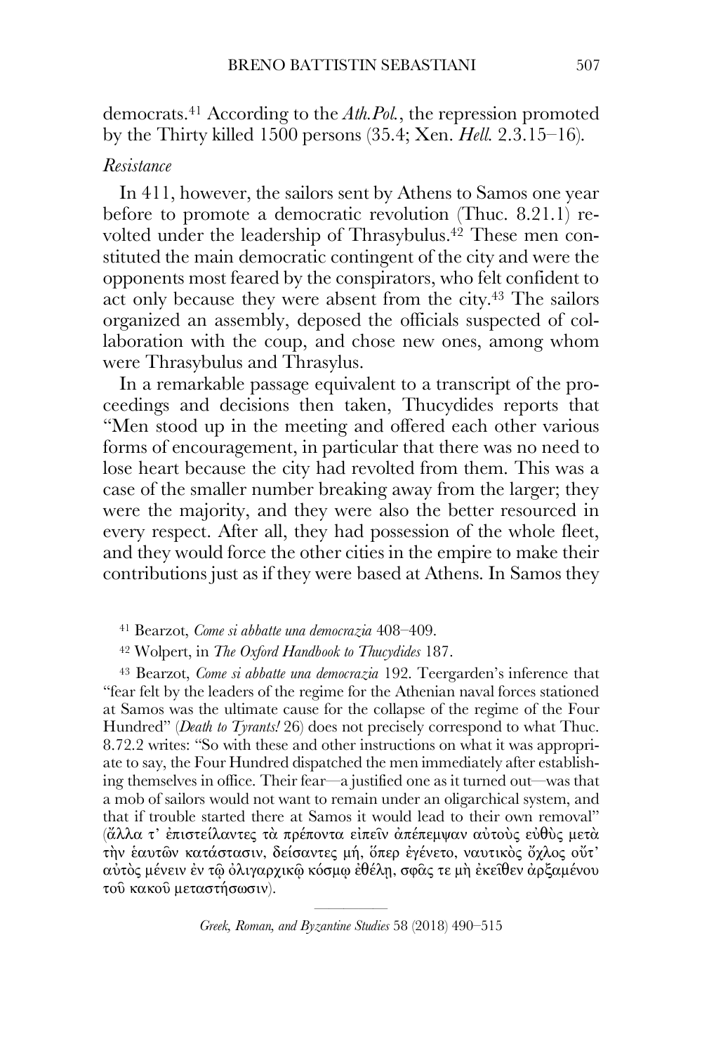democrats.[41] According to the *Ath.Pol.*, the repression promoted by the Thirty killed 1500 persons (35.4; Xen. *Hell.* 2.3.15–16).

*Resistance*

In 411, however, the sailors sent by Athens to Samos one year before to promote a democratic revolution (Thuc. 8.21.1) revolted under the leadership of Thrasybulus.[42] These men constituted the main democratic contingent of the city and were the opponents most feared by the conspirators, who felt confident to act only because they were absent from the city.[43] The sailors organized an assembly, deposed the officials suspected of collaboration with the coup, and chose new ones, among whom were Thrasybulus and Thrasylus.

In a remarkable passage equivalent to a transcript of the proceedings and decisions then taken, Thucydides reports that "Men stood up in the meeting and offered each other various forms of encouragement, in particular that there was no need to lose heart because the city had revolted from them. This was a case of the smaller number breaking away from the larger; they were the majority, and they were also the better resourced in every respect. After all, they had possession of the whole fleet, and they would force the other cities in the empire to make their contributions just as if they were based at Athens. In Samos they

[41] Bearzot, *Come si abbatte una democrazia* 408–409.

[42] Wolpert, in *The Oxford Handbook to Thucydides* 187.

[43] Bearzot, *Come si abbatte una democrazia* 192. Teergarden's inference that "fear felt by the leaders of the regime for the Athenian naval forces stationed at Samos was the ultimate cause for the collapse of the regime of the Four Hundred" (*Death to Tyrants!* 26) does not precisely correspond to what Thuc. 8.72.2 writes: "So with these and other instructions on what it was appropriate to say, the Four Hundred dispatched the men immediately after establishing themselves in office. Their fear—a justified one as it turned out—was that a mob of sailors would not want to remain under an oligarchical system, and that if trouble started there at Samos it would lead to their own removal" (ἄλλα τ' ἐπιστείλαντες τὰ πρέποντα εἰπεῖν ἀπέπεμψαν αὐτοὺς εὐθὺς μετὰ τὴν ἑαυτῶν κατάστασιν, δείσαντες μή, ὅπερ ἐγένετο, ναυτικὸς ὄχλος οὔτ' αὐτὸς μένειν ἐν τῷ ὀλιγαρχικῷ κόσμῳ ἐθέλῃ, σφᾶς τε μὴ ἐκεῖθεν ἀρξαμένου τοῦ κακοῦ μεταστήσωσιν).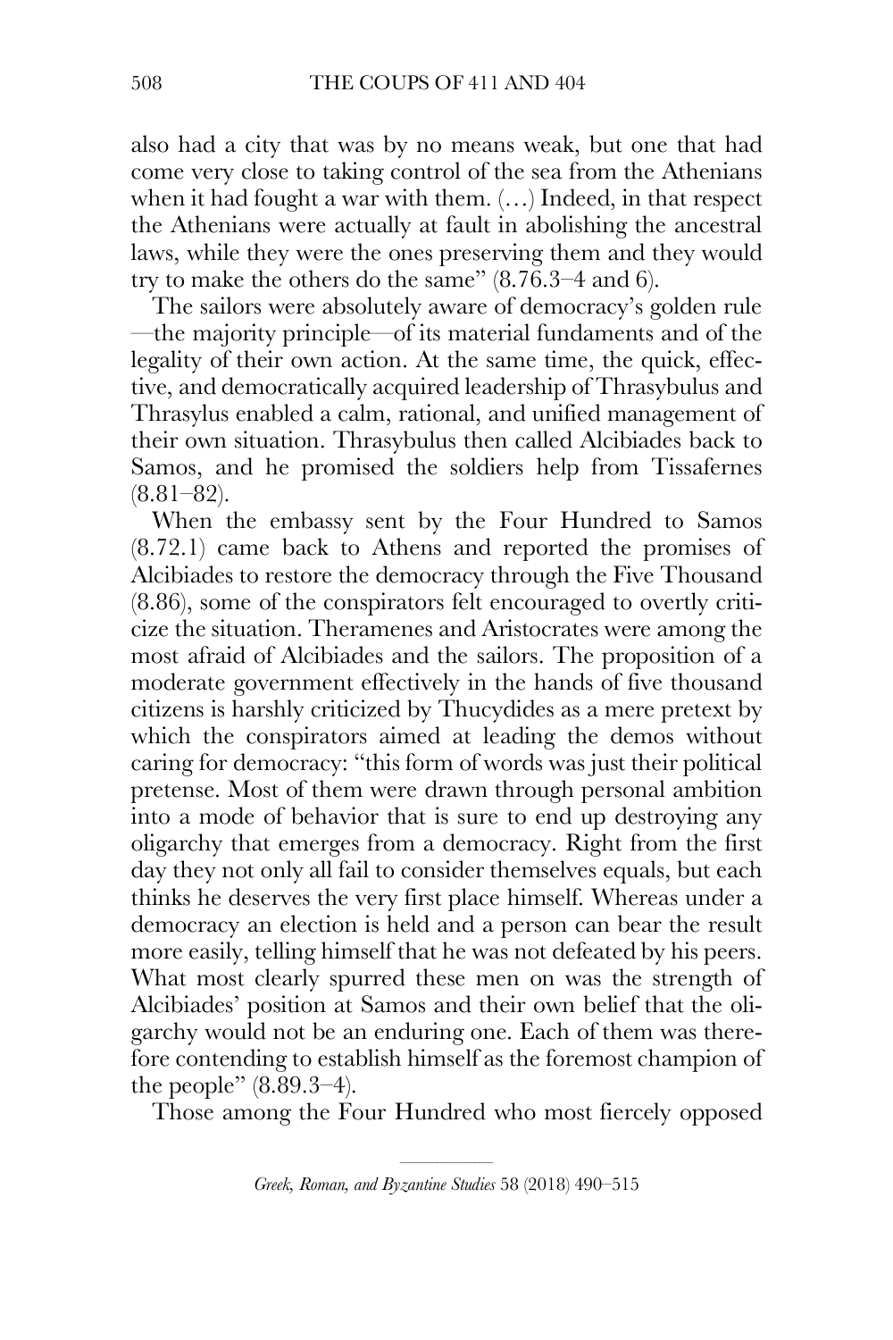also had a city that was by no means weak, but one that had come very close to taking control of the sea from the Athenians when it had fought a war with them. (…) Indeed, in that respect the Athenians were actually at fault in abolishing the ancestral laws, while they were the ones preserving them and they would try to make the others do the same" (8.76.3–4 and 6).

The sailors were absolutely aware of democracy's golden rule —the majority principle—of its material fundaments and of the legality of their own action. At the same time, the quick, effective, and democratically acquired leadership of Thrasybulus and Thrasylus enabled a calm, rational, and unified management of their own situation. Thrasybulus then called Alcibiades back to Samos, and he promised the soldiers help from Tissafernes (8.81–82).

When the embassy sent by the Four Hundred to Samos (8.72.1) came back to Athens and reported the promises of Alcibiades to restore the democracy through the Five Thousand (8.86), some of the conspirators felt encouraged to overtly criticize the situation. Theramenes and Aristocrates were among the most afraid of Alcibiades and the sailors. The proposition of a moderate government effectively in the hands of five thousand citizens is harshly criticized by Thucydides as a mere pretext by which the conspirators aimed at leading the demos without caring for democracy: "this form of words was just their political pretense. Most of them were drawn through personal ambition into a mode of behavior that is sure to end up destroying any oligarchy that emerges from a democracy. Right from the first day they not only all fail to consider themselves equals, but each thinks he deserves the very first place himself. Whereas under a democracy an election is held and a person can bear the result more easily, telling himself that he was not defeated by his peers. What most clearly spurred these men on was the strength of Alcibiades' position at Samos and their own belief that the oligarchy would not be an enduring one. Each of them was therefore contending to establish himself as the foremost champion of the people" (8.89.3–4).

Those among the Four Hundred who most fiercely opposed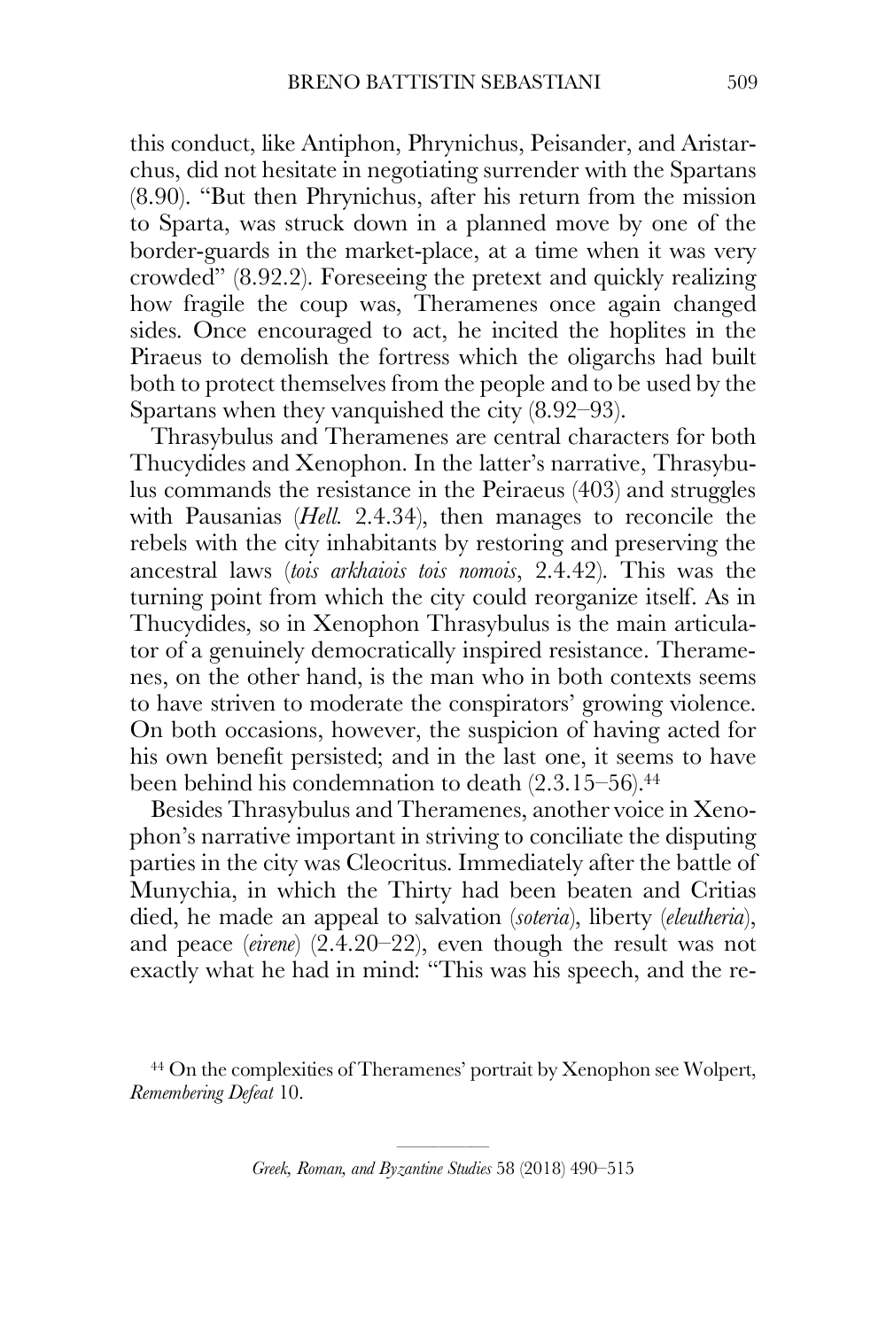this conduct, like Antiphon, Phrynichus, Peisander, and Aristarchus, did not hesitate in negotiating surrender with the Spartans (8.90). "But then Phrynichus, after his return from the mission to Sparta, was struck down in a planned move by one of the border-guards in the market-place, at a time when it was very crowded" (8.92.2). Foreseeing the pretext and quickly realizing how fragile the coup was, Theramenes once again changed sides. Once encouraged to act, he incited the hoplites in the Piraeus to demolish the fortress which the oligarchs had built both to protect themselves from the people and to be used by the Spartans when they vanquished the city (8.92–93).

Thrasybulus and Theramenes are central characters for both Thucydides and Xenophon. In the latter's narrative, Thrasybulus commands the resistance in the Peiraeus (403) and struggles with Pausanias (*Hell.* 2.4.34), then manages to reconcile the rebels with the city inhabitants by restoring and preserving the ancestral laws (*tois arkhaiois tois nomois*, 2.4.42). This was the turning point from which the city could reorganize itself. As in Thucydides, so in Xenophon Thrasybulus is the main articulator of a genuinely democratically inspired resistance. Theramenes, on the other hand, is the man who in both contexts seems to have striven to moderate the conspirators' growing violence. On both occasions, however, the suspicion of having acted for his own benefit persisted; and in the last one, it seems to have been behind his condemnation to death (2.3.15–56).[44]

Besides Thrasybulus and Theramenes, another voice in Xenophon's narrative important in striving to conciliate the disputing parties in the city was Cleocritus. Immediately after the battle of Munychia, in which the Thirty had been beaten and Critias died, he made an appeal to salvation (*soteria*), liberty (*eleutheria*), and peace (*eirene*) (2.4.20–22), even though the result was not exactly what he had in mind: "This was his speech, and the re-

[44] On the complexities of Theramenes' portrait by Xenophon see Wolpert, *Remembering Defeat* 10.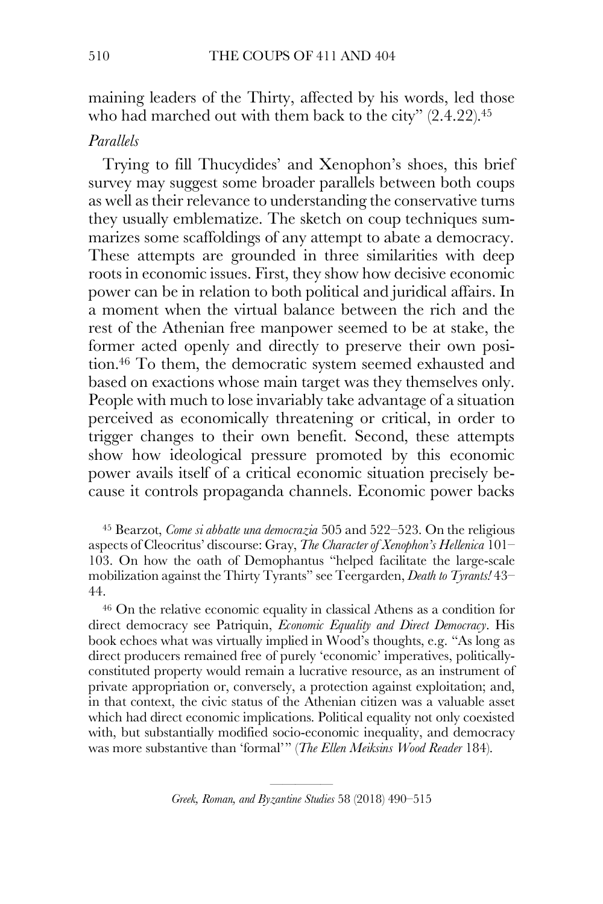maining leaders of the Thirty, affected by his words, led those who had marched out with them back to the city" (2.4.22).[45]

*Parallels*

Trying to fill Thucydides' and Xenophon's shoes, this brief survey may suggest some broader parallels between both coups as well as their relevance to understanding the conservative turns they usually emblematize. The sketch on coup techniques summarizes some scaffoldings of any attempt to abate a democracy. These attempts are grounded in three similarities with deep roots in economic issues. First, they show how decisive economic power can be in relation to both political and juridical affairs. In a moment when the virtual balance between the rich and the rest of the Athenian free manpower seemed to be at stake, the former acted openly and directly to preserve their own position.[46] To them, the democratic system seemed exhausted and based on exactions whose main target was they themselves only. People with much to lose invariably take advantage of a situation perceived as economically threatening or critical, in order to trigger changes to their own benefit. Second, these attempts show how ideological pressure promoted by this economic power avails itself of a critical economic situation precisely because it controls propaganda channels. Economic power backs

[45] Bearzot, *Come si abbatte una democrazia* 505 and 522–523. On the religious aspects of Cleocritus' discourse: Gray, *The Character of Xenophon's Hellenica* 101–103. On how the oath of Demophantus "helped facilitate the large-scale mobilization against the Thirty Tyrants" see Teergarden, *Death to Tyrants!* 43–44.

[46] On the relative economic equality in classical Athens as a condition for direct democracy see Patriquin, *Economic Equality and Direct Democracy*. His book echoes what was virtually implied in Wood's thoughts, e.g. "As long as direct producers remained free of purely 'economic' imperatives, politically-constituted property would remain a lucrative resource, as an instrument of private appropriation or, conversely, a protection against exploitation; and, in that context, the civic status of the Athenian citizen was a valuable asset which had direct economic implications. Political equality not only coexisted with, but substantially modified socio-economic inequality, and democracy was more substantive than 'formal'" (*The Ellen Meiksins Wood Reader* 184).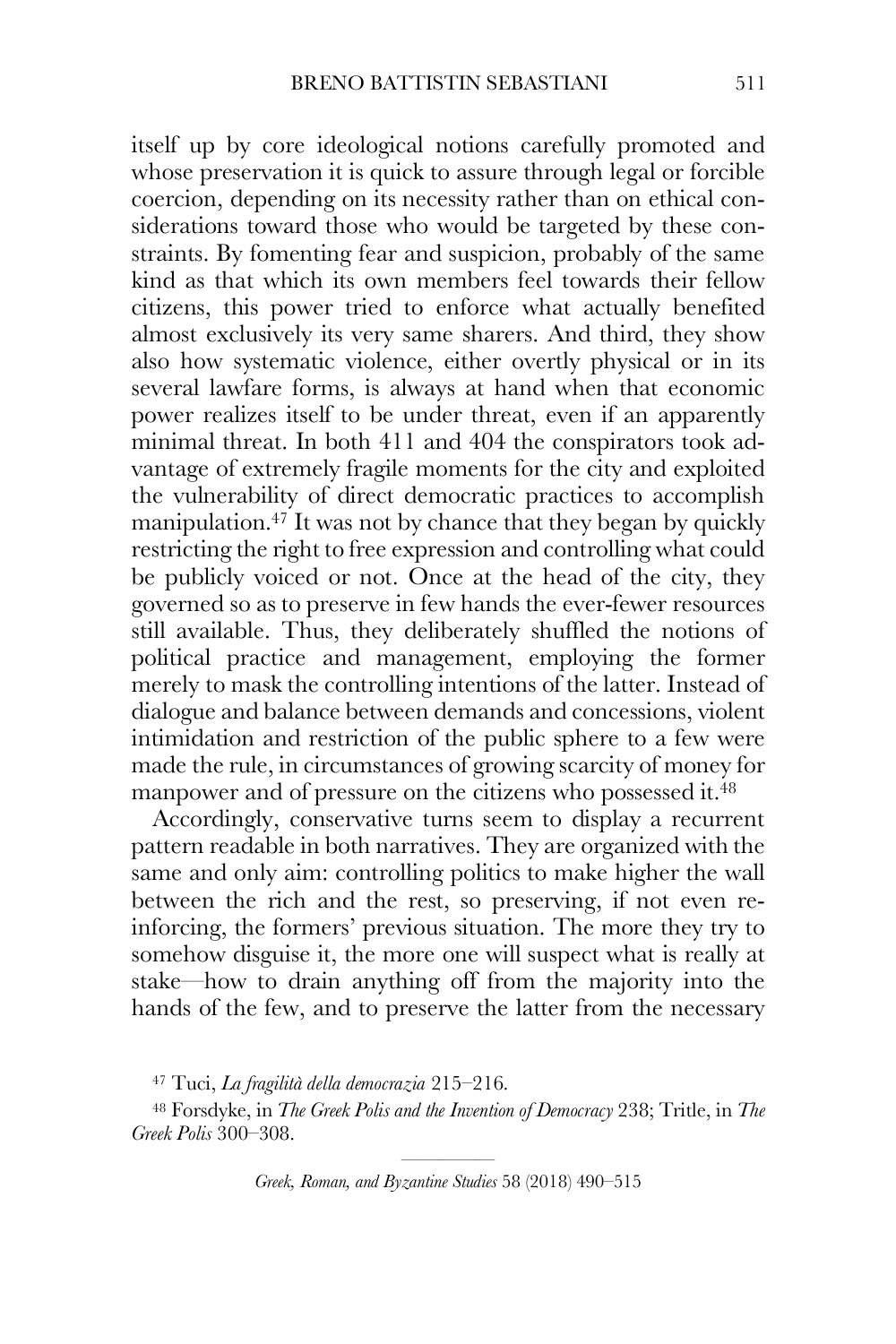itself up by core ideological notions carefully promoted and whose preservation it is quick to assure through legal or forcible coercion, depending on its necessity rather than on ethical considerations toward those who would be targeted by these constraints. By fomenting fear and suspicion, probably of the same kind as that which its own members feel towards their fellow citizens, this power tried to enforce what actually benefited almost exclusively its very same sharers. And third, they show also how systematic violence, either overtly physical or in its several lawfare forms, is always at hand when that economic power realizes itself to be under threat, even if an apparently minimal threat. In both 411 and 404 the conspirators took advantage of extremely fragile moments for the city and exploited the vulnerability of direct democratic practices to accomplish manipulation.[47] It was not by chance that they began by quickly restricting the right to free expression and controlling what could be publicly voiced or not. Once at the head of the city, they governed so as to preserve in few hands the ever-fewer resources still available. Thus, they deliberately shuffled the notions of political practice and management, employing the former merely to mask the controlling intentions of the latter. Instead of dialogue and balance between demands and concessions, violent intimidation and restriction of the public sphere to a few were made the rule, in circumstances of growing scarcity of money for manpower and of pressure on the citizens who possessed it.[48]

Accordingly, conservative turns seem to display a recurrent pattern readable in both narratives. They are organized with the same and only aim: controlling politics to make higher the wall between the rich and the rest, so preserving, if not even reinforcing, the formers' previous situation. The more they try to somehow disguise it, the more one will suspect what is really at stake—how to drain anything off from the majority into the hands of the few, and to preserve the latter from the necessary

[47] Tuci, *La fragilità della democrazia* 215–216.

[48] Forsdyke, in *The Greek Polis and the Invention of Democracy* 238; Tritle, in *The Greek Polis* 300–308.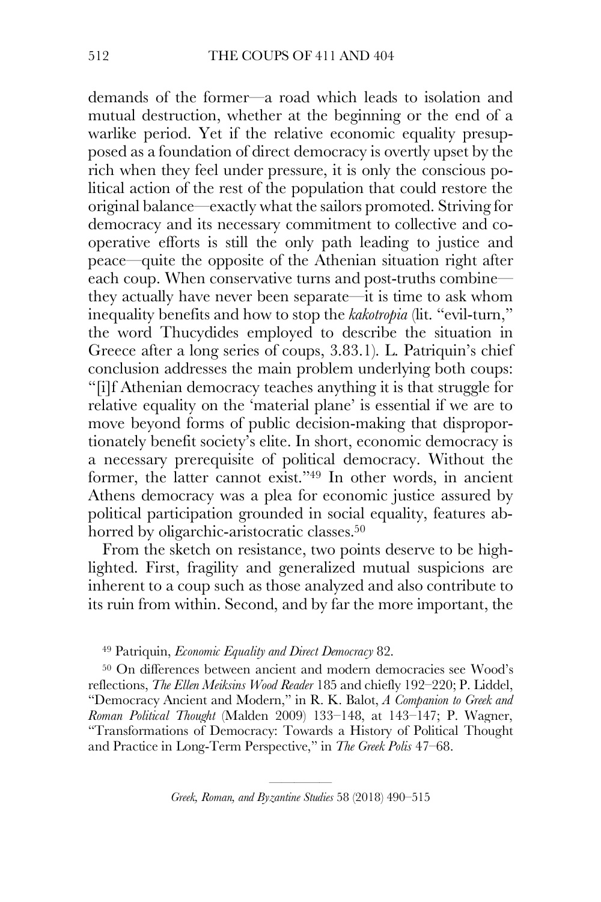demands of the former—a road which leads to isolation and mutual destruction, whether at the beginning or the end of a warlike period. Yet if the relative economic equality presupposed as a foundation of direct democracy is overtly upset by the rich when they feel under pressure, it is only the conscious political action of the rest of the population that could restore the original balance—exactly what the sailors promoted. Striving for democracy and its necessary commitment to collective and cooperative efforts is still the only path leading to justice and peace—quite the opposite of the Athenian situation right after each coup. When conservative turns and post-truths combine—they actually have never been separate—it is time to ask whom inequality benefits and how to stop the *kakotropia* (lit. "evil-turn," the word Thucydides employed to describe the situation in Greece after a long series of coups, 3.83.1). L. Patriquin's chief conclusion addresses the main problem underlying both coups: "[i]f Athenian democracy teaches anything it is that struggle for relative equality on the 'material plane' is essential if we are to move beyond forms of public decision-making that disproportionately benefit society's elite. In short, economic democracy is a necessary prerequisite of political democracy. Without the former, the latter cannot exist."[49] In other words, in ancient Athens democracy was a plea for economic justice assured by political participation grounded in social equality, features abhorred by oligarchic-aristocratic classes.[50]

From the sketch on resistance, two points deserve to be highlighted. First, fragility and generalized mutual suspicions are inherent to a coup such as those analyzed and also contribute to its ruin from within. Second, and by far the more important, the

[49] Patriquin, *Economic Equality and Direct Democracy* 82.

[50] On differences between ancient and modern democracies see Wood's reflections, *The Ellen Meiksins Wood Reader* 185 and chiefly 192–220; P. Liddel, "Democracy Ancient and Modern," in R. K. Balot, *A Companion to Greek and Roman Political Thought* (Malden 2009) 133–148, at 143–147; P. Wagner, "Transformations of Democracy: Towards a History of Political Thought and Practice in Long-Term Perspective," in *The Greek Polis* 47–68.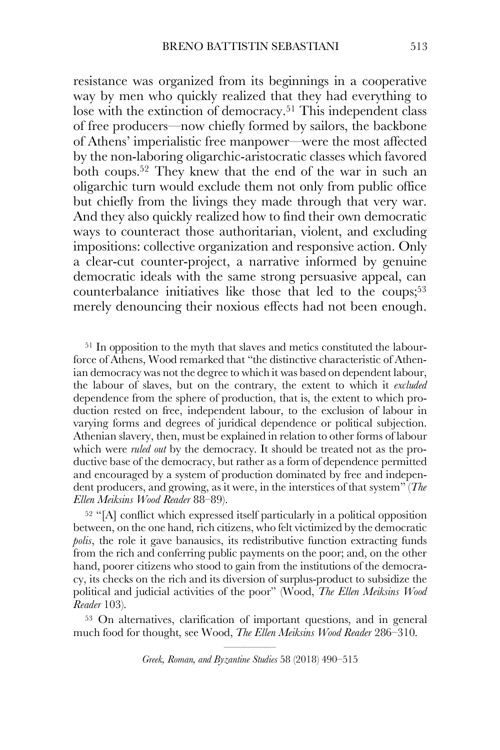resistance was organized from its beginnings in a cooperative way by men who quickly realized that they had everything to lose with the extinction of democracy.[51] This independent class of free producers—now chiefly formed by sailors, the backbone of Athens' imperialistic free manpower—were the most affected by the non-laboring oligarchic-aristocratic classes which favored both coups.[52] They knew that the end of the war in such an oligarchic turn would exclude them not only from public office but chiefly from the livings they made through that very war. And they also quickly realized how to find their own democratic ways to counteract those authoritarian, violent, and excluding impositions: collective organization and responsive action. Only a clear-cut counter-project, a narrative informed by genuine democratic ideals with the same strong persuasive appeal, can counterbalance initiatives like those that led to the coups;[53] merely denouncing their noxious effects had not been enough.

[51] In opposition to the myth that slaves and metics constituted the labourforce of Athens, Wood remarked that "the distinctive characteristic of Athenian democracy was not the degree to which it was based on dependent labour, the labour of slaves, but on the contrary, the extent to which it *excluded* dependence from the sphere of production, that is, the extent to which production rested on free, independent labour, to the exclusion of labour in varying forms and degrees of juridical dependence or political subjection. Athenian slavery, then, must be explained in relation to other forms of labour which were *ruled out* by the democracy. It should be treated not as the productive base of the democracy, but rather as a form of dependence permitted and encouraged by a system of production dominated by free and independent producers, and growing, as it were, in the interstices of that system" (*The Ellen Meiksins Wood Reader* 88–89).

[52] "[A] conflict which expressed itself particularly in a political opposition between, on the one hand, rich citizens, who felt victimized by the democratic *polis*, the role it gave banausics, its redistributive function extracting funds from the rich and conferring public payments on the poor; and, on the other hand, poorer citizens who stood to gain from the institutions of the democracy, its checks on the rich and its diversion of surplus-product to subsidize the political and judicial activities of the poor" (Wood, *The Ellen Meiksins Wood Reader* 103).

[53] On alternatives, clarification of important questions, and in general much food for thought, see Wood, *The Ellen Meiksins Wood Reader* 286–310.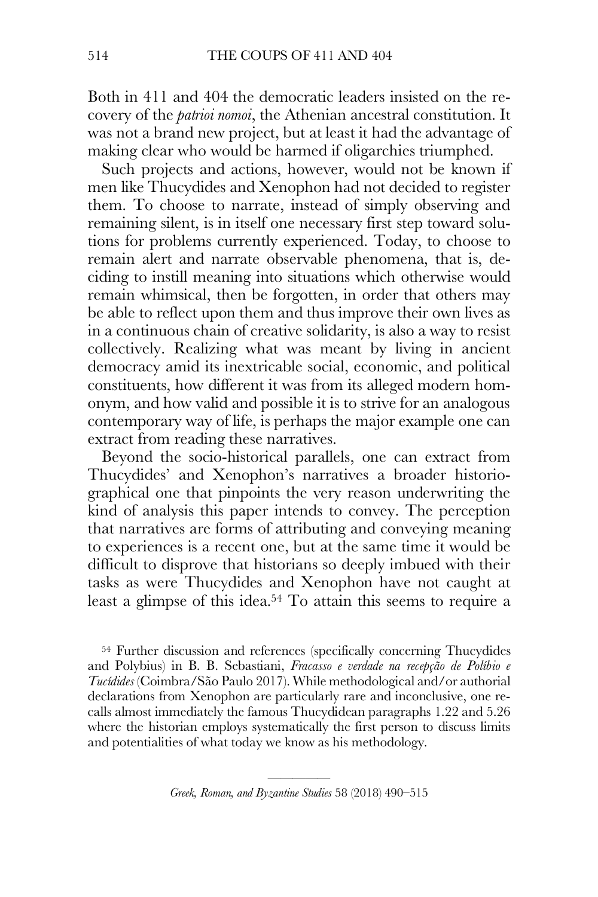Both in 411 and 404 the democratic leaders insisted on the recovery of the *patrioi nomoi*, the Athenian ancestral constitution. It was not a brand new project, but at least it had the advantage of making clear who would be harmed if oligarchies triumphed.

Such projects and actions, however, would not be known if men like Thucydides and Xenophon had not decided to register them. To choose to narrate, instead of simply observing and remaining silent, is in itself one necessary first step toward solutions for problems currently experienced. Today, to choose to remain alert and narrate observable phenomena, that is, deciding to instill meaning into situations which otherwise would remain whimsical, then be forgotten, in order that others may be able to reflect upon them and thus improve their own lives as in a continuous chain of creative solidarity, is also a way to resist collectively. Realizing what was meant by living in ancient democracy amid its inextricable social, economic, and political constituents, how different it was from its alleged modern homonym, and how valid and possible it is to strive for an analogous contemporary way of life, is perhaps the major example one can extract from reading these narratives.

Beyond the socio-historical parallels, one can extract from Thucydides' and Xenophon's narratives a broader historiographical one that pinpoints the very reason underwriting the kind of analysis this paper intends to convey. The perception that narratives are forms of attributing and conveying meaning to experiences is a recent one, but at the same time it would be difficult to disprove that historians so deeply imbued with their tasks as were Thucydides and Xenophon have not caught at least a glimpse of this idea.[54] To attain this seems to require a

[54] Further discussion and references (specifically concerning Thucydides and Polybius) in B. B. Sebastiani, *Fracasso e verdade na recepção de Políbio e Tucídides* (Coimbra/São Paulo 2017). While methodological and/or authorial declarations from Xenophon are particularly rare and inconclusive, one recalls almost immediately the famous Thucydidean paragraphs 1.22 and 5.26 where the historian employs systematically the first person to discuss limits and potentialities of what today we know as his methodology.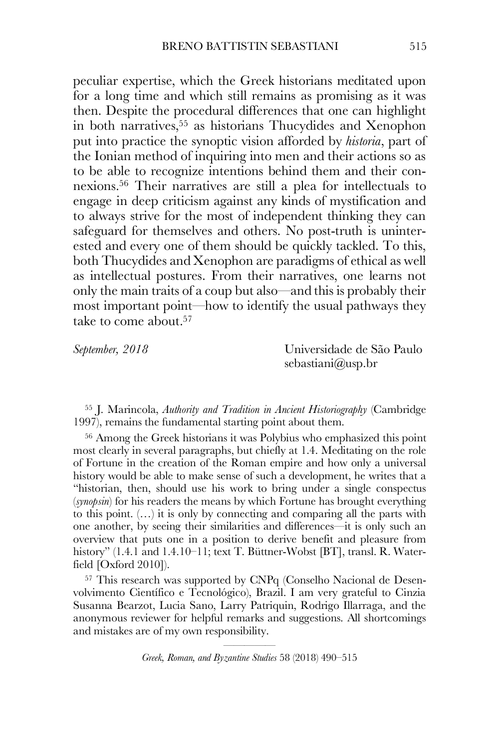peculiar expertise, which the Greek historians meditated upon for a long time and which still remains as promising as it was then. Despite the procedural differences that one can highlight in both narratives,[55] as historians Thucydides and Xenophon put into practice the synoptic vision afforded by *historia*, part of the Ionian method of inquiring into men and their actions so as to be able to recognize intentions behind them and their connexions.[56] Their narratives are still a plea for intellectuals to engage in deep criticism against any kinds of mystification and to always strive for the most of independent thinking they can safeguard for themselves and others. No post-truth is uninterested and every one of them should be quickly tackled. To this, both Thucydides and Xenophon are paradigms of ethical as well as intellectual postures. From their narratives, one learns not only the main traits of a coup but also—and this is probably their most important point—how to identify the usual pathways they take to come about.[57]

*September, 2018*

Universidade de São Paulo
sebastiani@usp.br

[55] J. Marincola, *Authority and Tradition in Ancient Historiography* (Cambridge 1997), remains the fundamental starting point about them.

[56] Among the Greek historians it was Polybius who emphasized this point most clearly in several paragraphs, but chiefly at 1.4. Meditating on the role of Fortune in the creation of the Roman empire and how only a universal history would be able to make sense of such a development, he writes that a "historian, then, should use his work to bring under a single conspectus (*synopsin*) for his readers the means by which Fortune has brought everything to this point. (…) it is only by connecting and comparing all the parts with one another, by seeing their similarities and differences—it is only such an overview that puts one in a position to derive benefit and pleasure from history" (1.4.1 and 1.4.10–11; text T. Büttner-Wobst [BT], transl. R. Waterfield [Oxford 2010]).

[57] This research was supported by CNPq (Conselho Nacional de Desenvolvimento Científico e Tecnológico), Brazil. I am very grateful to Cinzia Susanna Bearzot, Lucia Sano, Larry Patriquin, Rodrigo Illarraga, and the anonymous reviewer for helpful remarks and suggestions. All shortcomings and mistakes are of my own responsibility.